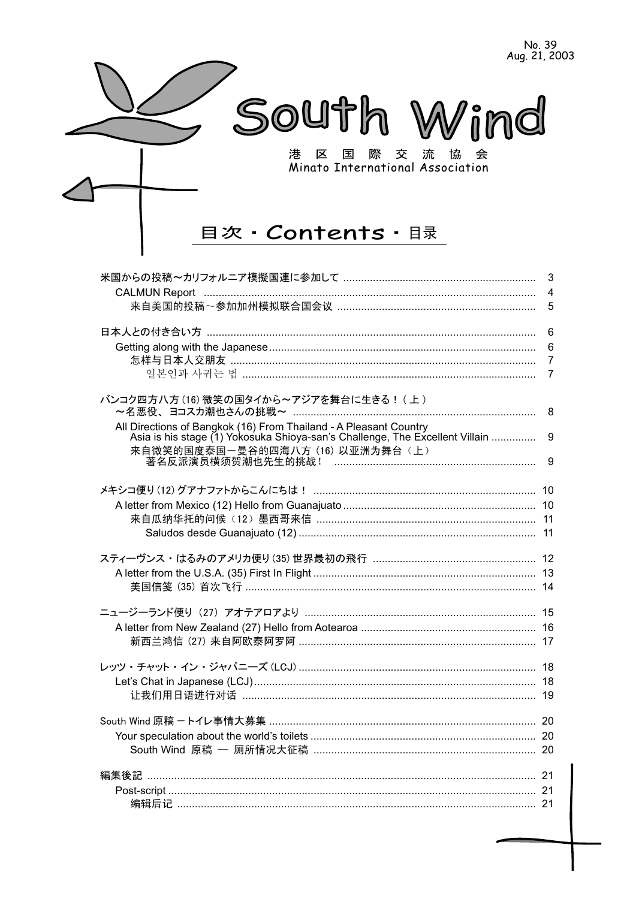No. 39
Aug. 21, 2003

# South Wind

港 区 国 際 交 流 協 会
Minato International Association

## 目次・Contents・目录

米国からの投稿～カリフォルニア模擬国連に参加して ..... 3
- CALMUN Report ..... 4
  - 来自美国的投稿～参加加州模拟联合国会议 ..... 5

日本人との付き合い方 ..... 6
- Getting along with the Japanese ..... 6
  - 怎样与日本人交朋友 ..... 7
  - 일본인과 사귀는 법 ..... 7

バンコク四方八方 (16) 微笑の国タイから～アジアを舞台に生きる！（上）～名悪役、ヨコスカ潮也さんの挑戦～ ..... 8
- All Directions of Bangkok (16) From Thailand - A Pleasant Country Asia is his stage (1) Yokosuka Shioya-san's Challenge, The Excellent Villain ..... 9
  - 来自微笑的国度泰国－曼谷的四海八方 (16) 以亚洲为舞台（上）著名反派演员横须贺潮也先生的挑战！ ..... 9

メキシコ便り (12) グアナファトからこんにちは！ ..... 10
- A letter from Mexico (12) Hello from Guanajuato ..... 10
  - 来自瓜纳华托的问候（12）墨西哥来信 ..... 11
  - Saludos desde Guanajuato (12) ..... 11

スティーヴンス・はるみのアメリカ便り (35) 世界最初の飛行 ..... 12
- A letter from the U.S.A. (35) First In Flight ..... 13
  - 美国信笺 (35) 首次飞行 ..... 14

ニュージーランド便り（27）アオテアロアより ..... 15
- A letter from New Zealand (27) Hello from Aotearoa ..... 16
  - 新西兰鸿信 (27) 来自阿欧泰阿罗阿 ..... 17

レッツ・チャット・イン・ジャパニーズ (LCJ) ..... 18
- Let's Chat in Japanese (LCJ) ..... 18
  - 让我们用日语进行对话 ..... 19

South Wind 原稿 －トイレ事情大募集 ..... 20
- Your speculation about the world's toilets ..... 20
  - South Wind 原稿 — 厕所情况大征稿 ..... 20

編集後記 ..... 21
- Post-script ..... 21
  - 编辑后记 ..... 21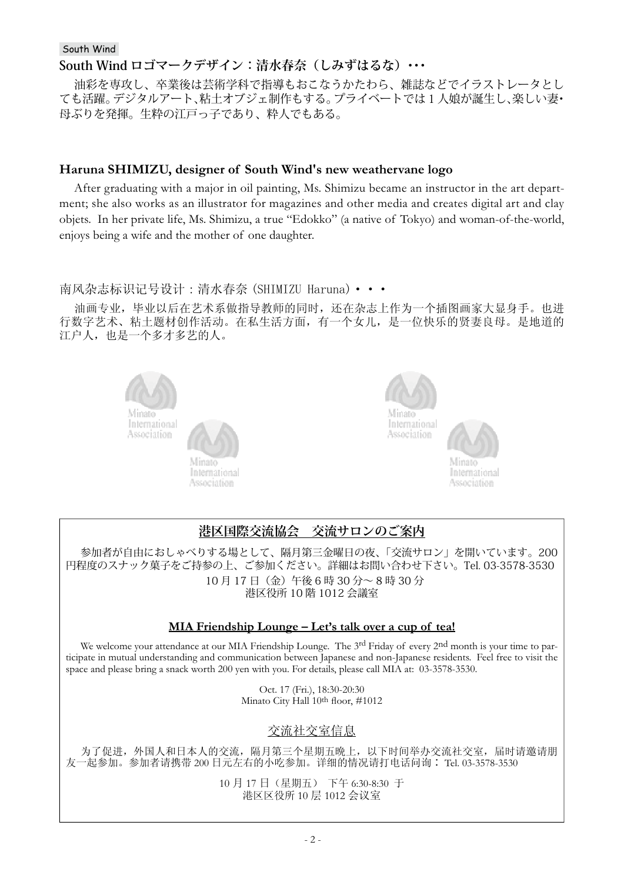South Wind

### South Wind ロゴマークデザイン：清水春奈（しみずはるな）・・・

油彩を専攻し、卒業後は芸術学科で指導もおこなうかたわら、雑誌などでイラストレータとしても活躍。デジタルアート、粘土オブジェ制作もする。プライベートでは１人娘が誕生し、楽しい妻・母ぶりを発揮。生粋の江戸っ子であり、粋人でもある。

### Haruna SHIMIZU, designer of South Wind's new weathervane logo

After graduating with a major in oil painting, Ms. Shimizu became an instructor in the art department; she also works as an illustrator for magazines and other media and creates digital art and clay objets. In her private life, Ms. Shimizu, a true "Edokko" (a native of Tokyo) and woman-of-the-world, enjoys being a wife and the mother of one daughter.

### 南风杂志标识记号设计：清水春奈（SHIMIZU Haruna）・・・

油画专业，毕业以后在艺术系做指导教师的同时，还在杂志上作为一个插图画家大显身手。也进行数字艺术、粘土题材创作活动。在私生活方面，有一个女儿，是一位快乐的贤妻良母。是地道的江户人，也是一个多才多艺的人。

Minato International Association

Minato International Association

Minato International Association

Minato International Association

## 港区国際交流協会　交流サロンのご案内

参加者が自由におしゃべりする場として、隔月第三金曜日の夜、「交流サロン」を開いています。200円程度のスナック菓子をご持参の上、ご参加ください。詳細はお問い合わせ下さい。Tel. 03-3578-3530

10 月 17 日（金）午後 6 時 30 分～ 8 時 30 分
港区役所 10 階 1012 会議室

### MIA Friendship Lounge – Let's talk over a cup of tea!

We welcome your attendance at our MIA Friendship Lounge. The 3rd Friday of every 2nd month is your time to participate in mutual understanding and communication between Japanese and non-Japanese residents. Feel free to visit the space and please bring a snack worth 200 yen with you. For details, please call MIA at: 03-3578-3530.

Oct. 17 (Fri.), 18:30-20:30
Minato City Hall 10th floor, #1012

### 交流社交室信息

为了促进，外国人和日本人的交流，隔月第三个星期五晚上，以下时间举办交流社交室，届时请邀请朋友一起参加。参加者请携带 200 日元左右的小吃参加。详细的情况请打电话问询：Tel. 03-3578-3530

10 月 17 日（星期五） 下午 6:30-8:30 于
港区区役所 10 层 1012 会议室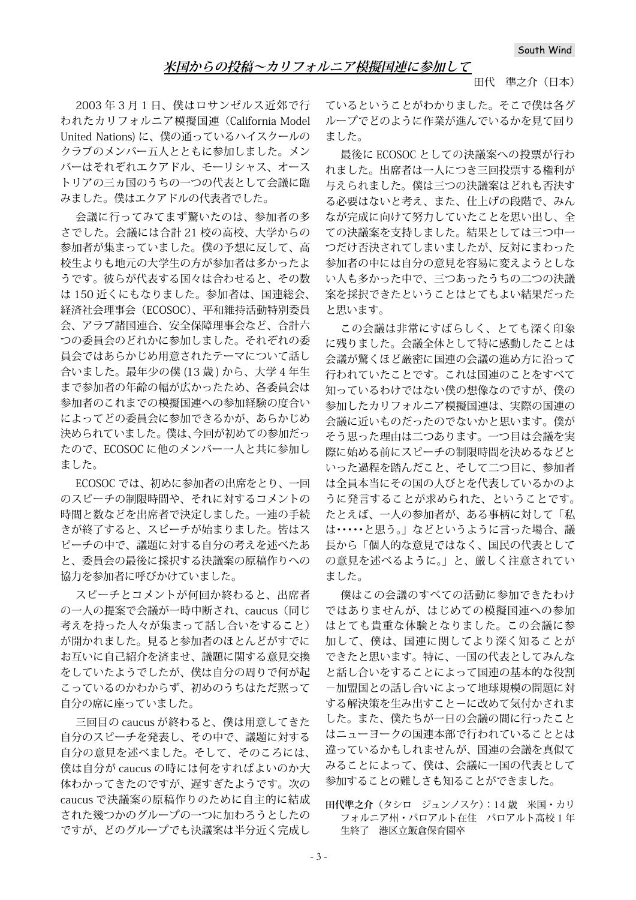## *米国からの投稿～カリフォルニア模擬国連に参加して*

田代　準之介（日本）

2003 年 3 月 1 日、僕はロサンゼルス近郊で行われたカリフォルニア模擬国連（California Model United Nations) に、僕の通っているハイスクールのクラブのメンバー五人とともに参加しました。メンバーはそれぞれエクアドル、モーリシャス、オーストリアの三ヵ国のうちの一つの代表として会議に臨みました。僕はエクアドルの代表者でした。

会議に行ってみてまず驚いたのは、参加者の多さでした。会議には合計 21 校の高校、大学からの参加者が集まっていました。僕の予想に反して、高校生よりも地元の大学生の方が参加者は多かったようです。彼らが代表する国々は合わせると、その数は 150 近くにもなりました。参加者は、国連総会、経済社会理事会（ECOSOC）、平和維持活動特別委員会、アラブ諸国連合、安全保障理事会など、合計六つの委員会のどれかに参加しました。それぞれの委員会ではあらかじめ用意されたテーマについて話し合いました。最年少の僕 (13 歳 ) から、大学 4 年生まで参加者の年齢の幅が広かったため、各委員会は参加者のこれまでの模擬国連への参加経験の度合いによってどの委員会に参加できるかが、あらかじめ決められていました。僕は、今回が初めての参加だったので、ECOSOC に他のメンバー一人と共に参加しました。

ECOSOC では、初めに参加者の出席をとり、一回のスピーチの制限時間や、それに対するコメントの時間と数などを出席者で決定しました。一連の手続きが終了すると、スピーチが始まりました。皆はスピーチの中で、議題に対する自分の考えを述べたあと、委員会の最後に採択する決議案の原稿作りへの協力を参加者に呼びかけていました。

スピーチとコメントが何回か終わると、出席者の一人の提案で会議が一時中断され、caucus（同じ考えを持った人々が集まって話し合いをすること）が開かれました。見ると参加者のほとんどがすでにお互いに自己紹介を済ませ、議題に関する意見交換をしていたようでしたが、僕は自分の周りで何が起こっているのかわからず、初めのうちはただ黙って自分の席に座っていました。

三回目の caucus が終わると、僕は用意してきた自分のスピーチを発表し、その中で、議題に対する自分の意見を述べました。そして、そのころには、僕は自分が caucus の時には何をすればよいのか大体わかってきたのですが、遅すぎたようです。次の caucus で決議案の原稿作りのために自主的に結成された幾つかのグループの一つに加わろうとしたのですが、どのグループでも決議案は半分近く完成しているということがわかりました。そこで僕は各グループでどのように作業が進んでいるかを見て回りました。

最後に ECOSOC としての決議案への投票が行われました。出席者は一人につき三回投票する権利が与えられました。僕は三つの決議案はどれも否決する必要はないと考え、また、仕上げの段階で、みんなが完成に向けて努力していたことを思い出し、全ての決議案を支持しました。結果としては三つ中一つだけ否決されてしまいましたが、反対にまわった参加者の中には自分の意見を容易に変えようとしない人も多かった中で、三つあったうちの二つの決議案を採択できたということはとてもよい結果だったと思います。

この会議は非常にすばらしく、とても深く印象に残りました。会議全体として特に感動したことは会議が驚くほど厳密に国連の会議の進め方に沿って行われていたことです。これは国連のことをすべて知っているわけではない僕の想像なのですが、僕の参加したカリフォルニア模擬国連は、実際の国連の会議に近いものだったのでないかと思います。僕がそう思った理由は二つあります。一つ目は会議を実際に始める前にスピーチの制限時間を決めるなどといった過程を踏んだこと、そして二つ目に、参加者は全員本当にその国の人びとを代表しているかのように発言することが求められた、ということです。たとえば、一人の参加者が、ある事柄に対して「私は・・・・・と思う。」などというように言った場合、議長から「個人的な意見ではなく、国民の代表としての意見を述べるように。」と、厳しく注意されていました。

僕はこの会議のすべての活動に参加できたわけではありませんが、はじめての模擬国連への参加はとても貴重な体験となりました。この会議に参加して、僕は、国連に関してより深く知ることができたと思います。特に、一国の代表としてみんなと話し合いをすることによって国連の基本的な役割－加盟国との話し合いによって地球規模の問題に対する解決策を生み出すこと－に改めて気付かされました。また、僕たちが一日の会議の間に行ったことはニューヨークの国連本部で行われていることとは違っているかもしれませんが、国連の会議を真似てみることによって、僕は、会議に一国の代表として参加することの難しさも知ることができました。

**田代準之介**（タシロ　ジュンノスケ）：14 歳　米国・カリフォルニア州・パロアルト在住　パロアルト高校 1 年生終了　港区立飯倉保育園卒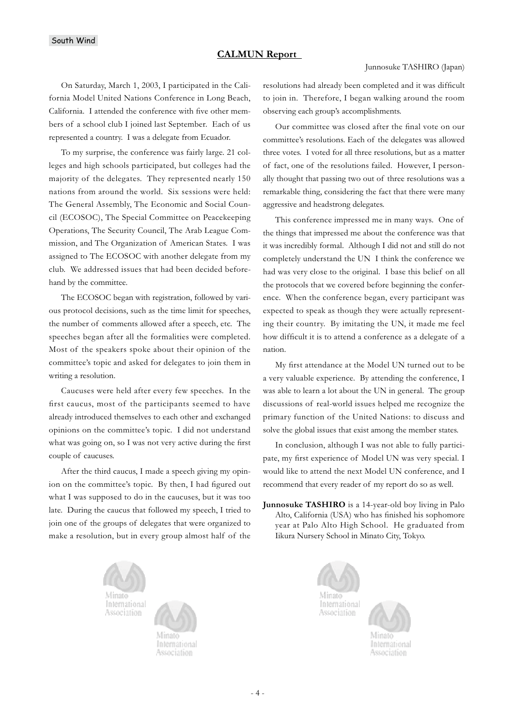## CALMUN Report

Junnosuke TASHIRO (Japan)

On Saturday, March 1, 2003, I participated in the California Model United Nations Conference in Long Beach, California. I attended the conference with five other members of a school club I joined last September. Each of us represented a country. I was a delegate from Ecuador.

To my surprise, the conference was fairly large. 21 colleges and high schools participated, but colleges had the majority of the delegates. They represented nearly 150 nations from around the world. Six sessions were held: The General Assembly, The Economic and Social Council (ECOSOC), The Special Committee on Peacekeeping Operations, The Security Council, The Arab League Commission, and The Organization of American States. I was assigned to The ECOSOC with another delegate from my club. We addressed issues that had been decided beforehand by the committee.

The ECOSOC began with registration, followed by various protocol decisions, such as the time limit for speeches, the number of comments allowed after a speech, etc. The speeches began after all the formalities were completed. Most of the speakers spoke about their opinion of the committee's topic and asked for delegates to join them in writing a resolution.

Caucuses were held after every few speeches. In the first caucus, most of the participants seemed to have already introduced themselves to each other and exchanged opinions on the committee's topic. I did not understand what was going on, so I was not very active during the first couple of caucuses.

After the third caucus, I made a speech giving my opinion on the committee's topic. By then, I had figured out what I was supposed to do in the caucuses, but it was too late. During the caucus that followed my speech, I tried to join one of the groups of delegates that were organized to make a resolution, but in every group almost half of the resolutions had already been completed and it was difficult to join in. Therefore, I began walking around the room observing each group's accomplishments.

Our committee was closed after the final vote on our committee's resolutions. Each of the delegates was allowed three votes. I voted for all three resolutions, but as a matter of fact, one of the resolutions failed. However, I personally thought that passing two out of three resolutions was a remarkable thing, considering the fact that there were many aggressive and headstrong delegates.

This conference impressed me in many ways. One of the things that impressed me about the conference was that it was incredibly formal. Although I did not and still do not completely understand the UN I think the conference we had was very close to the original. I base this belief on all the protocols that we covered before beginning the conference. When the conference began, every participant was expected to speak as though they were actually representing their country. By imitating the UN, it made me feel how difficult it is to attend a conference as a delegate of a nation.

My first attendance at the Model UN turned out to be a very valuable experience. By attending the conference, I was able to learn a lot about the UN in general. The group discussions of real-world issues helped me recognize the primary function of the United Nations: to discuss and solve the global issues that exist among the member states.

In conclusion, although I was not able to fully participate, my first experience of Model UN was very special. I would like to attend the next Model UN conference, and I recommend that every reader of my report do so as well.

**Junnosuke TASHIRO** is a 14-year-old boy living in Palo Alto, California (USA) who has finished his sophomore year at Palo Alto High School. He graduated from Iikura Nursery School in Minato City, Tokyo.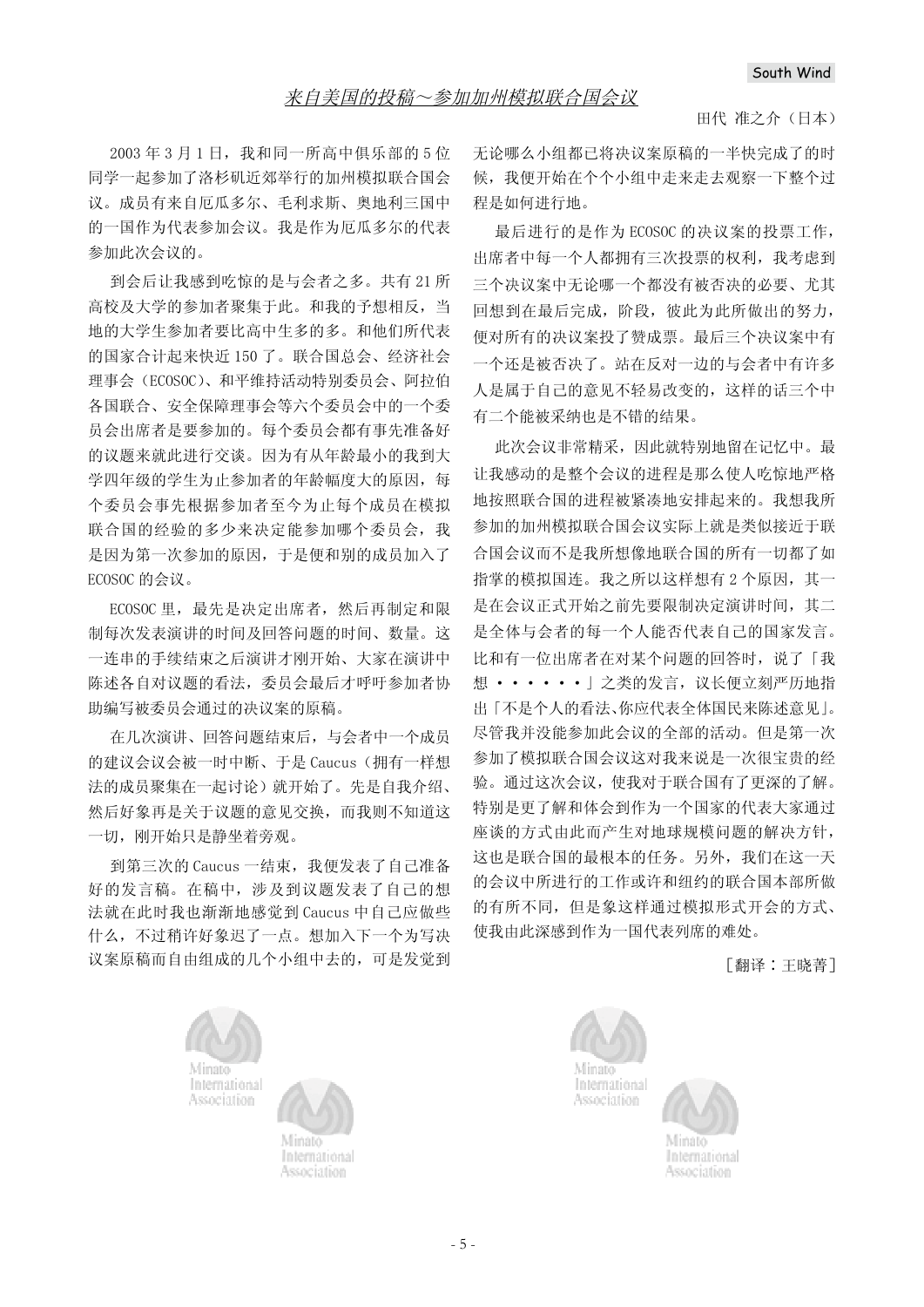## 来自美国的投稿～参加加州模拟联合国会议

田代 准之介（日本）

2003 年 3 月 1 日，我和同一所高中俱乐部的 5 位同学一起参加了洛杉矶近郊举行的加州模拟联合国会议。成员有来自厄瓜多尔、毛利求斯、奥地利三国中的一国作为代表参加会议。我是作为厄瓜多尔的代表参加此次会议的。

到会后让我感到吃惊的是与会者之多。共有 21 所高校及大学的参加者聚集于此。和我的予想相反，当地的大学生参加者要比高中生多的多。和他们所代表的国家合计起来快近 150 了。联合国总会、经济社会理事会（ECOSOC）、和平维持活动特别委员会、阿拉伯各国联合、安全保障理事会等六个委员会中的一个委员会出席者是要参加的。每个委员会都有事先准备好的议题来就此进行交谈。因为有从年龄最小的我到大学四年级的学生为止参加者的年龄幅度大的原因，每个委员会事先根据参加者至今为止每个成员在模拟联合国的经验的多少来决定能参加哪个委员会，我是因为第一次参加的原因，于是便和别的成员加入了 ECOSOC 的会议。

ECOSOC 里，最先是决定出席者，然后再制定和限制每次发表演讲的时间及回答问题的时间、数量。这一连串的手续结束之后演讲才刚开始、大家在演讲中陈述各自对议题的看法，委员会最后才呼吁参加者协助编写被委员会通过的决议案的原稿。

在几次演讲、回答问题结束后，与会者中一个成员的建议会议会被一时中断、于是 Caucus（拥有一样想法的成员聚集在一起讨论）就开始了。先是自我介绍、然后好象再是关于议题的意见交换，而我则不知道这一切，刚开始只是静坐着旁观。

到第三次的 Caucus 一结束，我便发表了自己准备好的发言稿。在稿中，涉及到议题发表了自己的想法就在此时我也渐渐地感觉到 Caucus 中自己应做些什么，不过稍许好象迟了一点。想加入下一个为写决议案原稿而自由组成的几个小组中去的，可是发觉到无论哪么小组都已将决议案原稿的一半快完成了的时候，我便开始在个个小组中走来走去观察一下整个过程是如何进行地。

最后进行的是作为 ECOSOC 的决议案的投票工作，出席者中每一个人都拥有三次投票的权利，我考虑到三个决议案中无论哪一个都没有被否决的必要、尤其回想到在最后完成，阶段，彼此为此所做出的努力，便对所有的决议案投了赞成票。最后三个决议案中有一个还是被否决了。站在反对一边的与会者中有许多人是属于自己的意见不轻易改变的，这样的话三个中有二个能被采纳也是不错的结果。

此次会议非常精采，因此就特别地留在记忆中。最让我感动的是整个会议的进程是那么使人吃惊地严格地按照联合国的进程被紧凑地安排起来的。我想我所参加的加州模拟联合国会议实际上就是类似接近于联合国会议而不是我所想像地联合国的所有一切都了如指掌的模拟国连。我之所以这样想有 2 个原因，其一是在会议正式开始之前先要限制决定演讲时间，其二是全体与会者的每一个人能否代表自己的国家发言。比和有一位出席者在对某个问题的回答时，说了「我想・・・・・・」之类的发言，议长便立刻严厉地指出「不是个人的看法、你应代表全体国民来陈述意见」。尽管我并没能参加此会议的全部的活动。但是第一次参加了模拟联合国会议这对我来说是一次很宝贵的经验。通过这次会议，使我对于联合国有了更深的了解。特别是更了解和体会到作为一个国家的代表大家通过座谈的方式由此而产生对地球规模问题的解决方针，这也是联合国的最根本的任务。另外，我们在这一天的会议中所进行的工作或许和纽约的联合国本部所做的有所不同，但是象这样通过模拟形式开会的方式、使我由此深感到作为一国代表列席的难处。

［翻译：王晓菁］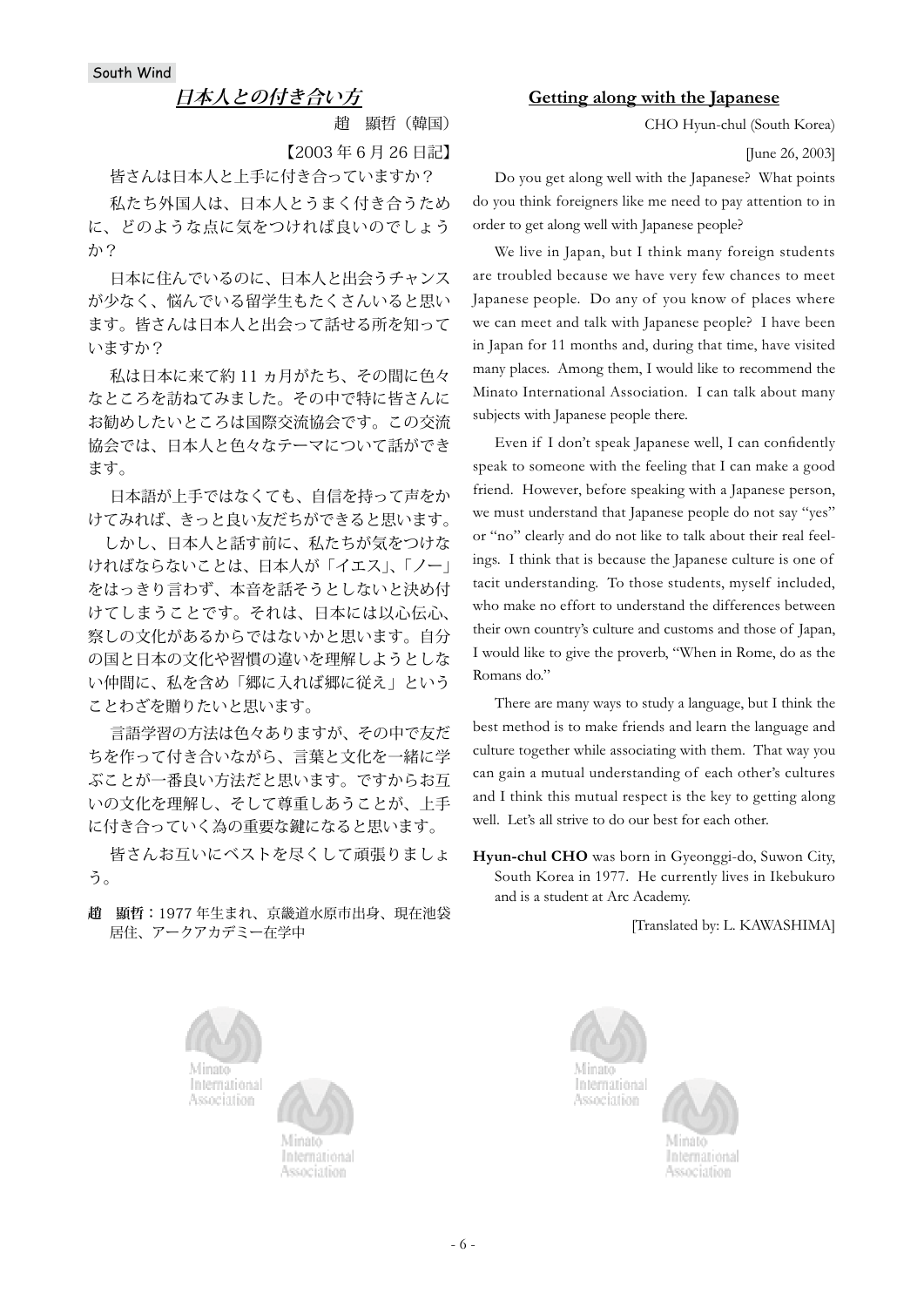South Wind

## *日本人との付き合い方*

趙　顕哲（韓国）

【2003 年 6 月 26 日記】

皆さんは日本人と上手に付き合っていますか？

私たち外国人は、日本人とうまく付き合うために、どのような点に気をつければ良いのでしょうか？

日本に住んでいるのに、日本人と出会うチャンスが少なく、悩んでいる留学生もたくさんいると思います。皆さんは日本人と出会って話せる所を知っていますか？

私は日本に来て約 11 ヵ月がたち、その間に色々なところを訪ねてみました。その中で特に皆さんにお勧めしたいところは国際交流協会です。この交流協会では、日本人と色々なテーマについて話ができます。

日本語が上手ではなくても、自信を持って声をかけてみれば、きっと良い友だちができると思います。しかし、日本人と話す前に、私たちが気をつけなければならないことは、日本人が「イエス」、「ノー」をはっきり言わず、本音を話そうとしないと決め付けてしまうことです。それは、日本には以心伝心、察しの文化があるからではないかと思います。自分の国と日本の文化や習慣の違いを理解しようとしない仲間に、私を含め「郷に入れば郷に従え」ということわざを贈りたいと思います。

言語学習の方法は色々ありますが、その中で友だちを作って付き合いながら、言葉と文化を一緒に学ぶことが一番良い方法だと思います。ですからお互いの文化を理解し、そして尊重しあうことが、上手に付き合っていく為の重要な鍵になると思います。

皆さんお互いにベストを尽くして頑張りましょう。

**趙　顕哲：**1977 年生まれ、京畿道水原市出身、現在池袋居住、アークアカデミー在学中

## Getting along with the Japanese

CHO Hyun-chul (South Korea)

[June 26, 2003]

Do you get along well with the Japanese? What points do you think foreigners like me need to pay attention to in order to get along well with Japanese people?

We live in Japan, but I think many foreign students are troubled because we have very few chances to meet Japanese people. Do any of you know of places where we can meet and talk with Japanese people? I have been in Japan for 11 months and, during that time, have visited many places. Among them, I would like to recommend the Minato International Association. I can talk about many subjects with Japanese people there.

Even if I don't speak Japanese well, I can confidently speak to someone with the feeling that I can make a good friend. However, before speaking with a Japanese person, we must understand that Japanese people do not say "yes" or "no" clearly and do not like to talk about their real feelings. I think that is because the Japanese culture is one of tacit understanding. To those students, myself included, who make no effort to understand the differences between their own country's culture and customs and those of Japan, I would like to give the proverb, "When in Rome, do as the Romans do."

There are many ways to study a language, but I think the best method is to make friends and learn the language and culture together while associating with them. That way you can gain a mutual understanding of each other's cultures and I think this mutual respect is the key to getting along well. Let's all strive to do our best for each other.

**Hyun-chul CHO** was born in Gyeonggi-do, Suwon City, South Korea in 1977. He currently lives in Ikebukuro and is a student at Arc Academy.

[Translated by: L. KAWASHIMA]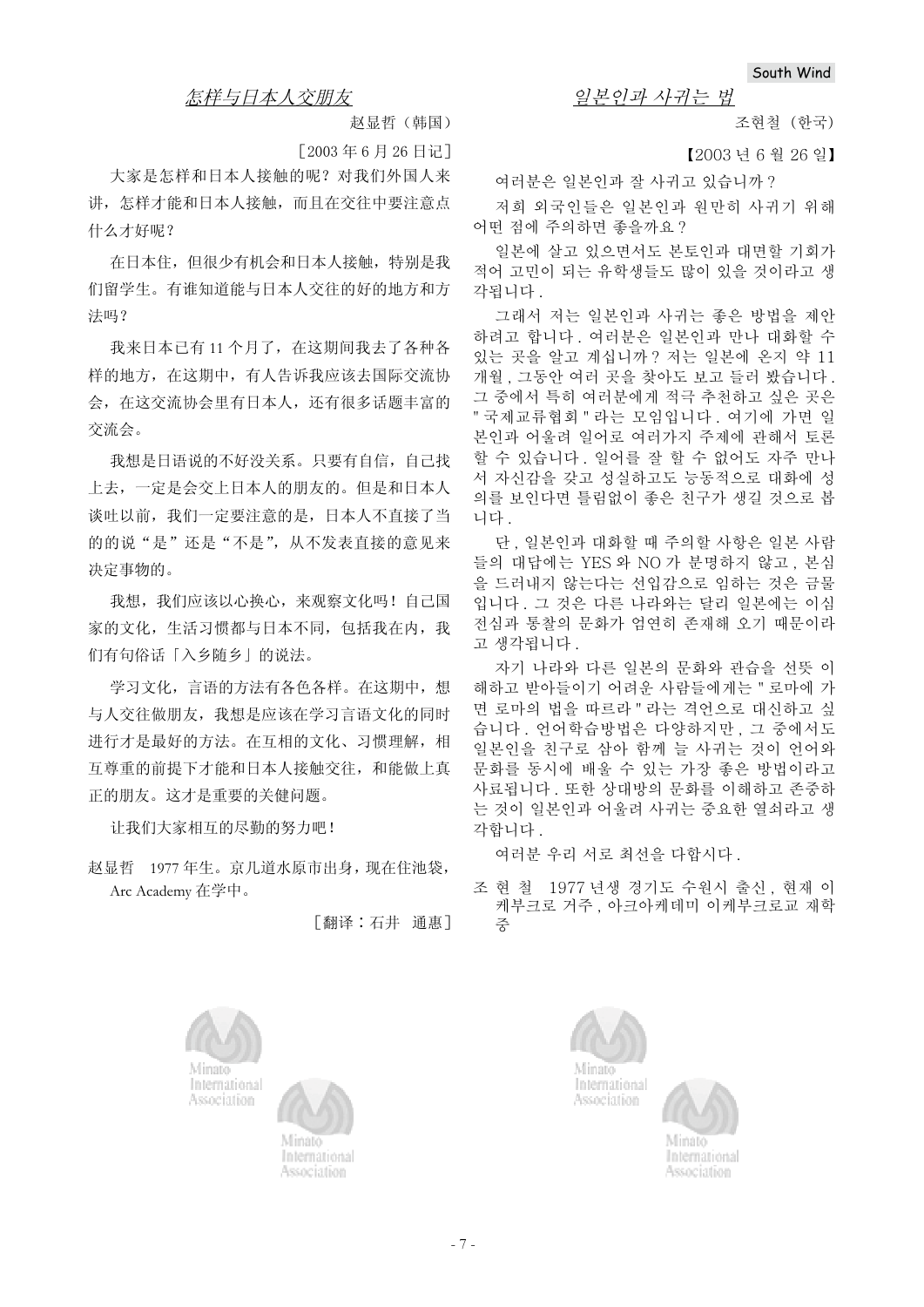## 怎样与日本人交朋友

赵显哲（韩国）

［2003 年 6 月 26 日记］

大家是怎样和日本人接触的呢？对我们外国人来讲，怎样才能和日本人接触，而且在交往中要注意点什么才好呢？

在日本住，但很少有机会和日本人接触，特别是我们留学生。有谁知道能与日本人交往的好的地方和方法吗？

我来日本已有 11 个月了，在这期间我去了各种各样的地方，在这期中，有人告诉我应该去国际交流协会，在这交流协会里有日本人，还有很多话题丰富的交流会。

我想是日语说的不好没关系。只要有自信，自己找上去，一定是会交上日本人的朋友的。但是和日本人谈吐以前，我们一定要注意的是，日本人不直接了当的的说"是"还是"不是"，从不发表直接的意见来决定事物的。

我想，我们应该以心换心，来观察文化吗！自己国家的文化，生活习惯都与日本不同，包括我在内，我们有句俗话「入乡随乡」的说法。

学习文化，言语的方法有各色各样。在这期中，想与人交往做朋友，我想是应该在学习言语文化的同时进行才是最好的方法。在互相的文化、习惯理解，相互尊重的前提下才能和日本人接触交往，和能做上真正的朋友。这才是重要的关健问题。

让我们大家相互的尽勤的努力吧！

赵显哲　1977 年生。京儿道水原市出身，现在住池袋，Arc Academy 在学中。

［翻译：石井　通惠］

## 일본인과 사귀는 법

조현철（한국）

【2003 년 6 월 26 일】

여러분은 일본인과 잘 사귀고 있습니까？

저희 외국인들은 일본인과 원만히 사귀기 위해 어떤 점에 주의하면 좋을까요？

일본에 살고 있으면서도 본토인과 대면할 기회가 적어 고민이 되는 유학생들도 많이 있을 것이라고 생각됩니다 .

그래서 저는 일본인과 사귀는 좋은 방법을 제안하려고 합니다 . 여러분은 일본인과 만나 대화할 수 있는 곳을 알고 계십니까？저는 일본에 온지 약 11 개월 , 그동안 여러 곳을 찾아도 보고 들러 봤습니다 . 그 중에서 특히 여러분에게 적극 추천하고 싶은 곳은 " 국제교류협회 " 라는 모임입니다 . 여기에 가면 일본인과 어울려 일어로 여러가지 주제에 관해서 토론할 수 있습니다 . 일어를 잘 할 수 없어도 자주 만나서 자신감을 갖고 성실하고도 능동적으로 대화에 성의를 보인다면 틀림없이 좋은 친구가 생길 것으로 봅니다 .

단 , 일본인과 대화할 때 주의할 사항은 일본 사람들의 대답에는 YES 와 NO 가 분명하지 않고 , 본심을 드러내지 않는다는 선입감으로 임하는 것은 금물입니다 . 그 것은 다른 나라와는 달리 일본에는 이심전심과 통찰의 문화가 엄연히 존재해 오기 때문이라고 생각됩니다 .

자기 나라와 다른 일본의 문화와 관습을 선뜻 이해하고 받아들이기 어려운 사람들에게는 " 로마에 가면 로마의 법을 따르라 " 라는 격언으로 대신하고 싶습니다 . 언어학습방법은 다양하지만 , 그 중에서도 일본인을 친구로 삼아 함께 늘 사귀는 것이 언어와 문화를 동시에 배울 수 있는 가장 좋은 방법이라고 사료됩니다 . 또한 상대방의 문화를 이해하고 존중하는 것이 일본인과 어울려 사귀는 중요한 열쇠라고 생각합니다 .

여러분 우리 서로 최선을 다합시다 .

조 현 철　1977 년생 경기도 수원시 출신 , 현재 이케부크로 거주 , 아크아케데미 이케부크로교 재학중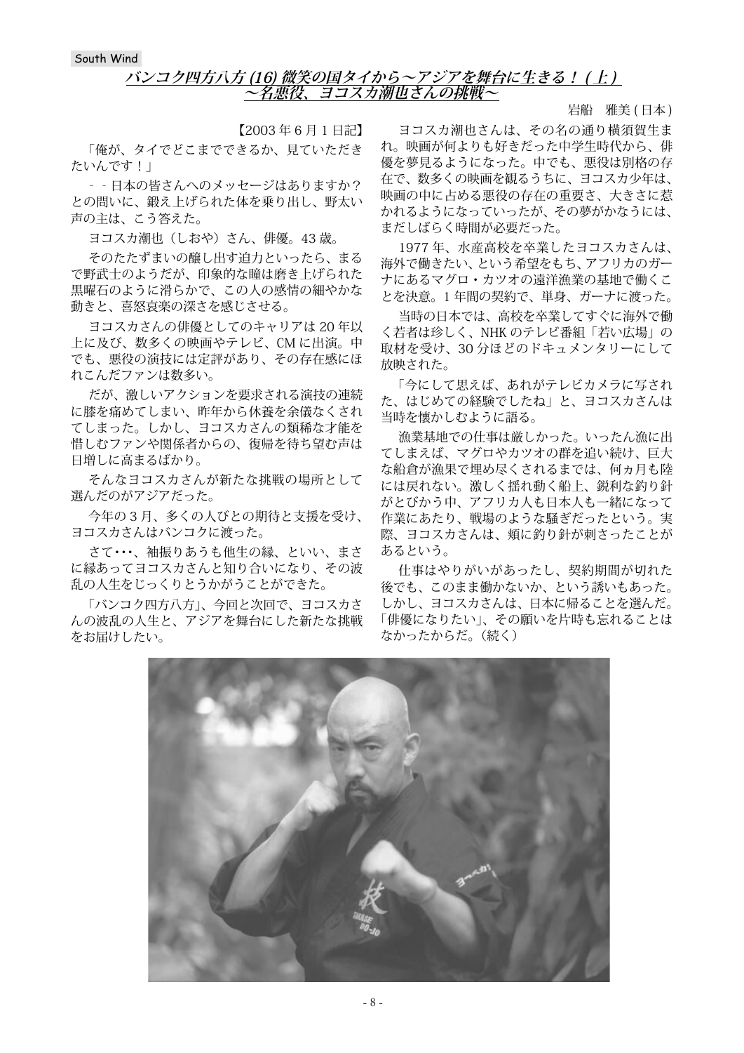South Wind

## バンコク四方八方(16) 微笑の国タイから～アジアを舞台に生きる！(上)
## ～名悪役、ヨコスカ潮也さんの挑戦～

岩船　雅美(日本)

【2003年6月1日記】

「俺が、タイでどこまでできるか、見ていただきたいんです！」

－－日本の皆さんへのメッセージはありますか？との問いに、鍛え上げられた体を乗り出し、野太い声の主は、こう答えた。

ヨコスカ潮也（しおや）さん、俳優。43歳。

そのたたずまいの醸し出す迫力といったら、まるで野武士のようだが、印象的な瞳は磨き上げられた黒曜石のように滑らかで、この人の感情の細やかな動きと、喜怒哀楽の深さを感じさせる。

ヨコスカさんの俳優としてのキャリアは20年以上に及び、数多くの映画やテレビ、CMに出演。中でも、悪役の演技には定評があり、その存在感にほれこんだファンは数多い。

だが、激しいアクションを要求される演技の連続に膝を痛めてしまい、昨年から休養を余儀なくされてしまった。しかし、ヨコスカさんの類稀な才能を惜しむファンや関係者からの、復帰を待ち望む声は日増しに高まるばかり。

そんなヨコスカさんが新たな挑戦の場所として選んだのがアジアだった。

今年の3月、多くの人びとの期待と支援を受け、ヨコスカさんはバンコクに渡った。

さて･･･、袖振りあうも他生の縁、といい、まさに縁あってヨコスカさんと知り合いになり、その波乱の人生をじっくりとうかがうことができた。

「バンコク四方八方」、今回と次回で、ヨコスカさんの波乱の人生と、アジアを舞台にした新たな挑戦をお届けしたい。

ヨコスカ潮也さんは、その名の通り横須賀生まれ。映画が何よりも好きだった中学生時代から、俳優を夢見るようになった。中でも、悪役は別格の存在で、数多くの映画を観るうちに、ヨコスカ少年は、映画の中に占める悪役の存在の重要さ、大きさに惹かれるようになっていったが、その夢がかなうには、まだしばらく時間が必要だった。

1977年、水産高校を卒業したヨコスカさんは、海外で働きたい、という希望をもち、アフリカのガーナにあるマグロ・カツオの遠洋漁業の基地で働くことを決意。1年間の契約で、単身、ガーナに渡った。

当時の日本では、高校を卒業してすぐに海外で働く若者は珍しく、NHKのテレビ番組「若い広場」の取材を受け、30分ほどのドキュメンタリーにして放映された。

「今にして思えば、あれがテレビカメラに写された、はじめての経験でしたね」と、ヨコスカさんは当時を懐かしむように語る。

漁業基地での仕事は厳しかった。いったん漁に出てしまえば、マグロやカツオの群を追い続け、巨大な船倉が漁果で埋め尽くされるまでは、何ヵ月も陸には戻れない。激しく揺れ動く船上、鋭利な釣り針がとびかう中、アフリカ人も日本人も一緒になって作業にあたり、戦場のような騒ぎだったという。実際、ヨコスカさんは、頬に釣り針が刺さったことがあるという。

仕事はやりがいがあったし、契約期間が切れた後でも、このまま働かないか、という誘いもあった。しかし、ヨコスカさんは、日本に帰ることを選んだ。「俳優になりたい」、その願いを片時も忘れることはなかったからだ。（続く）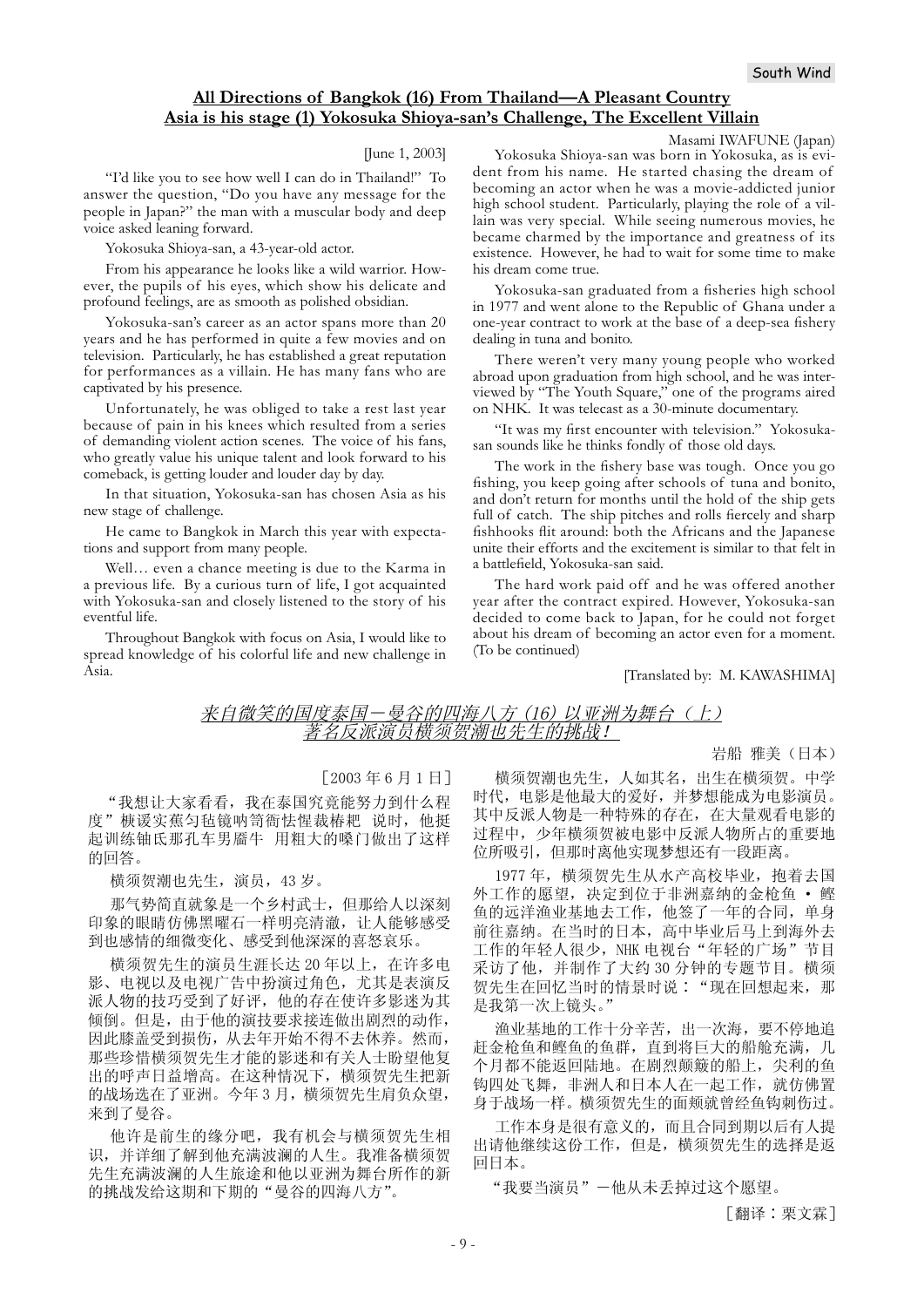## All Directions of Bangkok (16) From Thailand—A Pleasant Country
## Asia is his stage (1) Yokosuka Shioya-san's Challenge, The Excellent Villain

Masami IWAFUNE (Japan)

[June 1, 2003]

"I'd like you to see how well I can do in Thailand!" To answer the question, "Do you have any message for the people in Japan?" the man with a muscular body and deep voice asked leaning forward.

Yokosuka Shioya-san, a 43-year-old actor.

From his appearance he looks like a wild warrior. However, the pupils of his eyes, which show his delicate and profound feelings, are as smooth as polished obsidian.

Yokosuka-san's career as an actor spans more than 20 years and he has performed in quite a few movies and on television. Particularly, he has established a great reputation for performances as a villain. He has many fans who are captivated by his presence.

Unfortunately, he was obliged to take a rest last year because of pain in his knees which resulted from a series of demanding violent action scenes. The voice of his fans, who greatly value his unique talent and look forward to his comeback, is getting louder and louder day by day.

In that situation, Yokosuka-san has chosen Asia as his new stage of challenge.

He came to Bangkok in March this year with expectations and support from many people.

Well… even a chance meeting is due to the Karma in a previous life. By a curious turn of life, I got acquainted with Yokosuka-san and closely listened to the story of his eventful life.

Throughout Bangkok with focus on Asia, I would like to spread knowledge of his colorful life and new challenge in Asia.

Yokosuka Shioya-san was born in Yokosuka, as is evident from his name. He started chasing the dream of becoming an actor when he was a movie-addicted junior high school student. Particularly, playing the role of a villain was very special. While seeing numerous movies, he became charmed by the importance and greatness of its existence. However, he had to wait for some time to make his dream come true.

Yokosuka-san graduated from a fisheries high school in 1977 and went alone to the Republic of Ghana under a one-year contract to work at the base of a deep-sea fishery dealing in tuna and bonito.

There weren't very many young people who worked abroad upon graduation from high school, and he was interviewed by "The Youth Square," one of the programs aired on NHK. It was telecast as a 30-minute documentary.

"It was my first encounter with television." Yokosuka-san sounds like he thinks fondly of those old days.

The work in the fishery base was tough. Once you go fishing, you keep going after schools of tuna and bonito, and don't return for months until the hold of the ship gets full of catch. The ship pitches and rolls fiercely and sharp fishhooks flit around: both the Africans and the Japanese unite their efforts and the excitement is similar to that felt in a battlefield, Yokosuka-san said.

The hard work paid off and he was offered another year after the contract expired. However, Yokosuka-san decided to come back to Japan, for he could not forget about his dream of becoming an actor even for a moment. (To be continued)

[Translated by: M. KAWASHIMA]

## 来自微笑的国度泰国－曼谷的四海八方（16）以亚洲为舞台（上）著名反派演员横须贺潮也先生的挑战！

岩船 雅美（日本）

［2003 年 6 月 1 日］

“我想让大家看看，我在泰国究竟能努力到什么程度”䧦谡实蕉匀毡镜呐筲衙怯惺裁椿耙 说时，他挺起训练铀氏那孔车男牖牛 用粗大的嗓门做出了这样的回答。

横须贺潮也先生，演员，43 岁。

那气势简直就象是一个乡村武士，但那给人以深刻印象的眼睛仿佛黑曜石一样明亮清澈，让人能够感受到也感情的细微变化、感受到他深深的喜怒哀乐。

横须贺先生的演员生涯长达 20 年以上，在许多电影、电视以及电视广告中扮演过角色，尤其是表演反派人物的技巧受到了好评，他的存在使许多影迷为其倾倒。但是，由于他的演技要求接连做出剧烈的动作，因此膝盖受到损伤，从去年开始不得不去休养。然而，那些珍惜横须贺先生才能的影迷和有关人士盼望他复出的呼声日益增高。在这种情况下，横须贺先生把新的战场选在了亚洲。今年 3 月，横须贺先生肩负众望，来到了曼谷。

他许是前生的缘分吧，我有机会与横须贺先生相识，并详细了解到他充满波澜的人生。我准备横须贺先生充满波澜的人生旅途和他以亚洲为舞台所作的新的挑战发给这期和下期的“曼谷的四海八方”。

横须贺潮也先生，人如其名，出生在横须贺。中学时代，电影是他最大的爱好，并梦想能成为电影演员。其中反派人物是一种特殊的存在，在大量观看电影的过程中，少年横须贺被电影中反派人物所占的重要地位所吸引，但那时离他实现梦想还有一段距离。

1977 年，横须贺先生从水产高校毕业，抱着去国外工作的愿望，决定到位于非洲嘉纳的金枪鱼 • 鲣鱼的远洋渔业基地去工作，他签了一年的合同，单身前往嘉纳。在当时的日本，高中毕业后马上到海外去工作的年轻人很少，NHK 电视台“年轻的广场”节目采访了他，并制作了大约 30 分钟的专题节目。横须贺先生在回忆当时的情景时说：“现在回想起来，那是我第一次上镜头。”

渔业基地的工作十分辛苦，出一次海，要不停地追赶金枪鱼和鲣鱼的鱼群，直到将巨大的船舱充满，几个月都不能返回陆地。在剧烈颠簸的船上，尖利的鱼钩四处飞舞，非洲人和日本人在一起工作，就仿佛置身于战场一样。横须贺先生的面颊就曾经鱼钩刺伤过。

工作本身是很有意义的，而且合同到期以后有人提出请他继续这份工作，但是，横须贺先生的选择是返回日本。

“我要当演员”－他从未丢掉过这个愿望。

［翻译：栗文霖］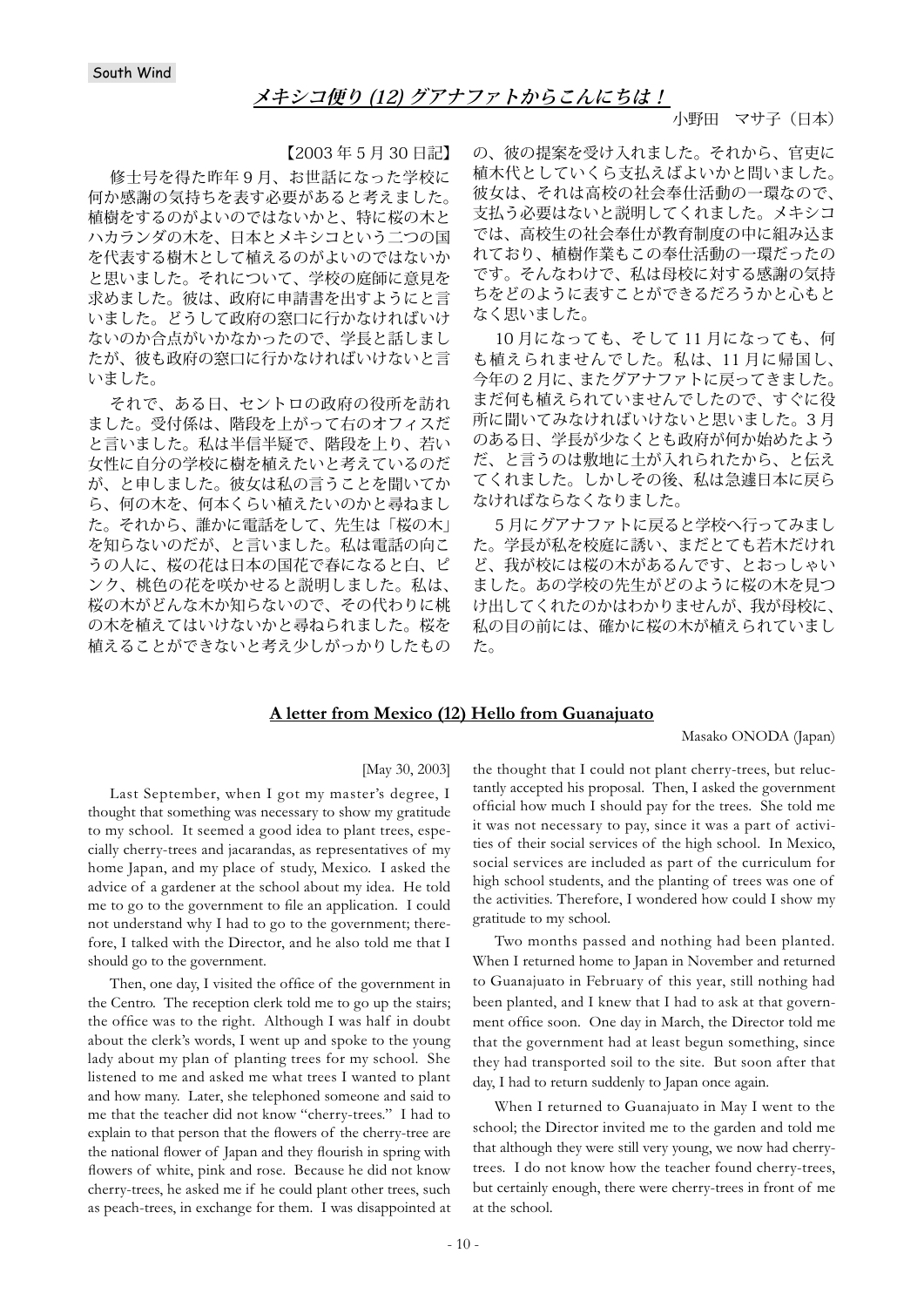South Wind

# *メキシコ便り (12) グアナファトからこんにちは！*

小野田　マサ子（日本）

【2003 年 5 月 30 日記】

修士号を得た昨年 9 月、お世話になった学校に何か感謝の気持ちを表す必要があると考えました。植樹をするのがよいのではないかと、特に桜の木とハカランダの木を、日本とメキシコという二つの国を代表する樹木として植えるのがよいのではないかと思いました。それについて、学校の庭師に意見を求めました。彼は、政府に申請書を出すようにと言いました。どうして政府の窓口に行かなければいけないのか合点がいかなかったので、学長と話しましたが、彼も政府の窓口に行かなければいけないと言いました。

それで、ある日、セントロの政府の役所を訪れました。受付係は、階段を上がって右のオフィスだと言いました。私は半信半疑で、階段を上り、若い女性に自分の学校に樹を植えたいと考えているのだが、と申しました。彼女は私の言うことを聞いてから、何の木を、何本くらい植えたいのかと尋ねました。それから、誰かに電話をして、先生は「桜の木」を知らないのだが、と言いました。私は電話の向こうの人に、桜の花は日本の国花で春になると白、ピンク、桃色の花を咲かせると説明しました。私は、桜の木がどんな木か知らないので、その代わりに桃の木を植えてはいけないかと尋ねられました。桜を植えることができないと考え少しがっかりしたものの、彼の提案を受け入れました。それから、官吏に植木代としていくら支払えばよいかと問いました。彼女は、それは高校の社会奉仕活動の一環なので、支払う必要はないと説明してくれました。メキシコでは、高校生の社会奉仕が教育制度の中に組み込まれており、植樹作業もこの奉仕活動の一環だったのです。そんなわけで、私は母校に対する感謝の気持ちをどのように表すことができるだろうかと心もとなく思いました。

10 月になっても、そして 11 月になっても、何も植えられませんでした。私は、11 月に帰国し、今年の 2 月に、またグアナファトに戻ってきました。まだ何も植えられていませんでしたので、すぐに役所に聞いてみなければいけないと思いました。3 月のある日、学長が少なくとも政府が何か始めたようだ、と言うのは敷地に土が入れられたから、と伝えてくれました。しかしその後、私は急遽日本に戻らなければならなくなりました。

5 月にグアナファトに戻ると学校へ行ってみました。学長が私を校庭に誘い、まだとても若木だけれど、我が校には桜の木があるんです、とおっしゃいました。あの学校の先生がどのように桜の木を見つけ出してくれたのかはわかりませんが、我が母校に、私の目の前には、確かに桜の木が植えられていました。

# A letter from Mexico (12) Hello from Guanajuato

Masako ONODA (Japan)

[May 30, 2003]

Last September, when I got my master's degree, I thought that something was necessary to show my gratitude to my school. It seemed a good idea to plant trees, especially cherry-trees and jacarandas, as representatives of my home Japan, and my place of study, Mexico. I asked the advice of a gardener at the school about my idea. He told me to go to the government to file an application. I could not understand why I had to go to the government; therefore, I talked with the Director, and he also told me that I should go to the government.

Then, one day, I visited the office of the government in the Centro. The reception clerk told me to go up the stairs; the office was to the right. Although I was half in doubt about the clerk's words, I went up and spoke to the young lady about my plan of planting trees for my school. She listened to me and asked me what trees I wanted to plant and how many. Later, she telephoned someone and said to me that the teacher did not know "cherry-trees." I had to explain to that person that the flowers of the cherry-tree are the national flower of Japan and they flourish in spring with flowers of white, pink and rose. Because he did not know cherry-trees, he asked me if he could plant other trees, such as peach-trees, in exchange for them. I was disappointed at the thought that I could not plant cherry-trees, but reluctantly accepted his proposal. Then, I asked the government official how much I should pay for the trees. She told me it was not necessary to pay, since it was a part of activities of their social services of the high school. In Mexico, social services are included as part of the curriculum for high school students, and the planting of trees was one of the activities. Therefore, I wondered how could I show my gratitude to my school.

Two months passed and nothing had been planted. When I returned home to Japan in November and returned to Guanajuato in February of this year, still nothing had been planted, and I knew that I had to ask at that government office soon. One day in March, the Director told me that the government had at least begun something, since they had transported soil to the site. But soon after that day, I had to return suddenly to Japan once again.

When I returned to Guanajuato in May I went to the school; the Director invited me to the garden and told me that although they were still very young, we now had cherry-trees. I do not know how the teacher found cherry-trees, but certainly enough, there were cherry-trees in front of me at the school.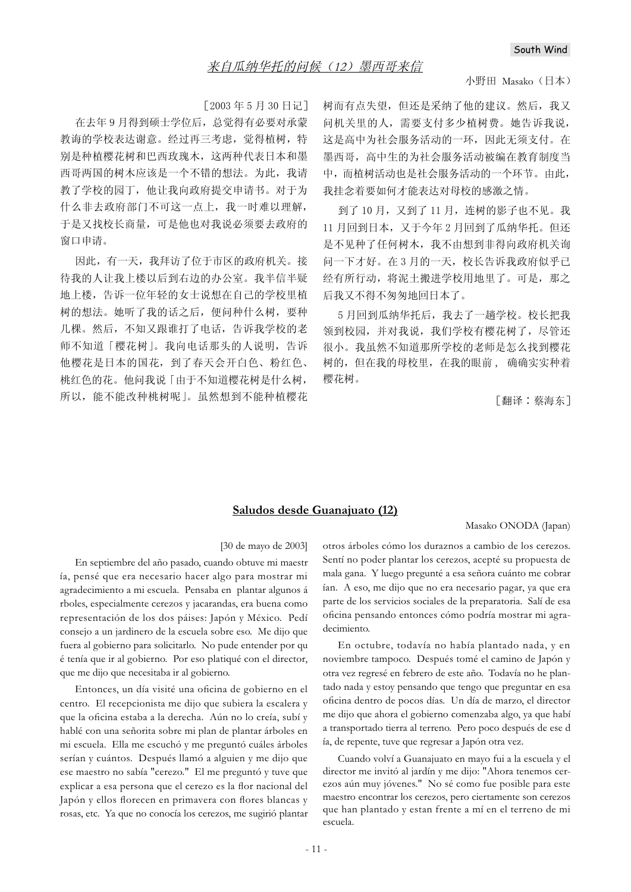## 来自瓜纳华托的问候（12）墨西哥来信

小野田 Masako（日本）

［2003 年 5 月 30 日记］

在去年 9 月得到硕士学位后，总觉得有必要对承蒙教诲的学校表达谢意。经过再三考虑，觉得植树，特别是种植樱花树和巴西玫瑰木，这两种代表日本和墨西哥两国的树木应该是一个不错的想法。为此，我请教了学校的园丁，他让我向政府提交申请书。对于为什么非去政府部门不可这一点上，我一时难以理解，于是又找校长商量，可是他也对我说必须要去政府的窗口申请。

因此，有一天，我拜访了位于市区的政府机关。接待我的人让我上楼以后到右边的办公室。我半信半疑地上楼，告诉一位年轻的女士说想在自己的学校里植树的想法。她听了我的话之后，便问种什么树，要种几棵。然后，不知又跟谁打了电话，告诉我学校的老师不知道「樱花树」。我向电话那头的人说明，告诉他樱花是日本的国花，到了春天会开白色、粉红色、桃红色的花。他问我说「由于不知道樱花树是什么树，所以，能不能改种桃树呢」。虽然想到不能种植樱花树而有点失望，但还是采纳了他的建议。然后，我又问机关里的人，需要支付多少植树费。她告诉我说，这是高中为社会服务活动的一环，因此无须支付。在墨西哥，高中生的为社会服务活动被编在教育制度当中，而植树活动也是社会服务活动的一个环节。由此，我挂念着要如何才能表达对母校的感激之情。

到了 10 月，又到了 11 月，连树的影子也不见。我 11 月回到日本，又于今年 2 月回到了瓜纳华托。但还是不见种了任何树木，我不由想到非得向政府机关询问一下才好。在 3 月的一天，校长告诉我政府似乎已经有所行动，将泥土搬进学校用地里了。可是，那之后我又不得不匆匆地回日本了。

5 月回到瓜纳华托后，我去了一趟学校。校长把我领到校园，并对我说，我们学校有樱花树了，尽管还很小。我虽然不知道那所学校的老师是怎么找到樱花树的，但在我的母校里，在我的眼前， 确确实实种着樱花树。

［翻译：蔡海东］

## Saludos desde Guanajuato (12)

Masako ONODA (Japan)

[30 de mayo de 2003]

En septiembre del año pasado, cuando obtuve mi maestría, pensé que era necesario hacer algo para mostrar mi agradecimiento a mi escuela. Pensaba en plantar algunos árboles, especialmente cerezos y jacarandas, era buena como representación de los dos páises: Japón y México. Pedí consejo a un jardinero de la escuela sobre eso. Me dijo que fuera al gobierno para solicitarlo. No pude entender por qué tenía que ir al gobierno. Por eso platiqué con el director, que me dijo que necesitaba ir al gobierno.

Entonces, un día visité una oficina de gobierno en el centro. El recepcionista me dijo que subiera la escalera y que la oficina estaba a la derecha. Aún no lo creía, subí y hablé con una señorita sobre mi plan de plantar árboles en mi escuela. Ella me escuchó y me preguntó cuáles árboles serían y cuántos. Después llamó a alguien y me dijo que ese maestro no sabía "cerezo." El me preguntó y tuve que explicar a esa persona que el cerezo es la flor nacional del Japón y ellos florecen en primavera con flores blancas y rosas, etc. Ya que no conocía los cerezos, me sugirió plantar otros árboles cómo los duraznos a cambio de los cerezos. Sentí no poder plantar los cerezos, acepté su propuesta de mala gana. Y luego pregunté a esa señora cuánto me cobrarían. A eso, me dijo que no era necesario pagar, ya que era parte de los servicios sociales de la preparatoria. Salí de esa oficina pensando entonces cómo podría mostrar mi agradecimiento.

En octubre, todavía no había plantado nada, y en noviembre tampoco. Después tomé el camino de Japón y otra vez regresé en febrero de este año. Todavía no he plantado nada y estoy pensando que tengo que preguntar en esa oficina dentro de pocos días. Un día de marzo, el director me dijo que ahora el gobierno comenzaba algo, ya que había transportado tierra al terreno. Pero poco después de ese día, de repente, tuve que regresar a Japón otra vez.

Cuando volví a Guanajuato en mayo fui a la escuela y el director me invitó al jardín y me dijo: "Ahora tenemos cerezos aún muy jóvenes." No sé como fue posible para este maestro encontrar los cerezos, pero ciertamente son cerezos que han plantado y estan frente a mí en el terreno de mi escuela.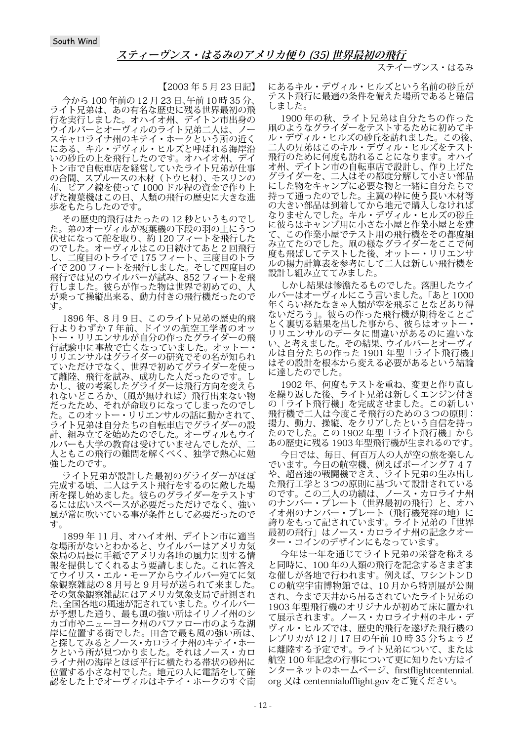South Wind

## スティーヴンス・はるみのアメリカ便り (35) 世界最初の飛行

ステイーヴンス・はるみ

【2003 年 5 月 23 日記】

今から 100 年前の 12 月 23 日､午前 10 時 35 分、ライト兄弟は、あの有名な歴史に残る世界最初の飛行を実行しました。オハイオ州、デイトン市出身のウイルバーとオーヴィルのライト兄弟二人は、ノースキャロライナ州のキテイ・ホークという所の近くにある、キル・デヴィル・ヒルズと呼ばれる海岸沿いの砂丘の上を飛行したのです。オハイオ州、デイトン市で自転車店を経営していたライト兄弟が仕事の合間、スプルースの木材（トウヒ材）、モスリンの布、ピアノ線を使って 1000 ドル程の資金で作り上げた複葉機はこの日、人類の飛行の歴史に大きな進歩をもたらしたのです。

その歴史的飛行はたったの 12 秒というものでした。弟のオーヴィルが複葉機の下段の羽の上にうつ伏せになって舵を取り、約 120 フィートを飛行したのでした。オーヴィルはこの日続けてあと 2 回飛行し、二度目のトライで 175 フィート、三度目のトライで 200 フィートを飛行しました。そして四度目の飛行では兄のウイルバーが試み、852 フィートを飛行しました。彼らが作った物は世界で初めての、人が乗って操縦出来る、動力付きの飛行機だったのです。

1896 年、8 月 9 日、このライト兄弟の歴史的飛行よりわずか 7 年前、ドイツの航空工学者のオットー・リリエンサルが自分の作ったグライダーの飛行試験中に事故で亡くなっていました。オットー・リリエンサルはグライダーの研究でその名が知られていただけでなく、世界で初めてグライダーを使って離陸、飛行を試み、成功した人だったのです。しかし、彼の考案したグライダーは飛行方向を変えられないどころか、（風が無ければ）飛行出来ない物だったため、それが命取りになってしまったのでした。このオットー・リリエンサルの話に動かされて、ライト兄弟は自分たちの自転車店でグライダーの設計、組み立てを始めたのでした。オーヴィルもウイルバーも大学の教育は受けていませんでしたが、二人ともこの飛行の難問を解くべく、独学で熱心に勉強したのです。

ライト兄弟が設計した最初のグライダーがほぼ完成する頃、二人はテスト飛行をするのに敵した場所を探し始めました。彼らのグライダーをテストするには広いスペースが必要だっただけでなく、強い風が常に吹いている事が条件として必要だったのです。

1899 年 11 月、オハイオ州、デイトン市に適当な場所がないとわかると、ウイルバーはアメリカ気象局の局長に手紙でアメリカ各地の風力に関する情報を提供してくれるよう要請しました。これに答えてウイリス・エル・モーアからウイルバー宛てに気象観察雑誌の 8 月号と 9 月号が送られて来ました。その気象観察雑誌にはアメリカ気象支局で計測された､全国各地の風速が記されていました。ウイルバーが予想した通り、最も風の強い所はイリノイ州のシカゴ市やニューヨーク州のバファロー市のような湖岸に位置する街でした。田舎で最も風の強い所は、と探してみるとノース・カロライナ州のキテイ・ホークという所が見つかりました。それはノース・カロライナ州の海岸とほぼ平行に横たわる帯状の砂州に位置する小さな村でした。地元の人に電話をして確認をした上でオーヴィルはキテイ・ホークのすぐ南にあるキル・デヴィル・ヒルズという名前の砂丘がテスト飛行に最適の条件を備えた場所であると確信しました。

1900 年の秋、ライト兄弟は自分たちの作った凧のようなグライダーをテストするために初めてキル・デヴィル・ヒルズの砂丘を訪れました。この後、二人の兄弟はこのキル・デヴィル・ヒルズをテスト飛行のために何度も訪れることになります。オハイオ州、デイトン市の自転車店で設計し、作り上げたグライダーを、二人はその都度分解して小さい部品にした物をキャンプに必要な物と一緒に自分たちで持って通ったのでした。主翼の枠に使う長い木材等の大きい部品は到着してから地元で購入しなければなりませんでした。キル・デヴィル・ヒルズの砂丘に彼らはキャンプ用に小さな小屋と作業小屋とを建てて、この作業小屋でテスト用の飛行機をその都度組み立てたのでした。凧の様なグライダーをここで何度も飛ばしてテストした後、オットー・リリエンサルの揚力計算表を参考にして二人は新しい飛行機を設計し組み立ててみました。

しかし結果は惨澹たるものでした。落胆したウイルバーはオーヴィルにこう言いました。「あと 1000 年くらい経たなきゃ人類が空を飛ぶことなどあり得ないだろう」。彼らの作った飛行機が期待をことごとく裏切る結果を出した事から、彼らはオットー・リリエンサルのデータに間違いがあるのに違いない、と考えました。その結果、ウイルバーとオーヴィルは自分たちの作った 1901 年型「ライト飛行機」はその設計を根本から変える必要があるという結論に達したのでした。

1902 年、何度もテストを重ね、変更と作り直しを繰り返した後、ライト兄弟は新しくエンジン付きの「ライト飛行機」を完成させました。この新しい飛行機で二人は今度こそ飛行のための 3 つの原則：揚力、動力、操縦、をクリアしたという自信を持ったのでした。この 1902 年型「ライト飛行機」からあの歴史に残る 1903 年型飛行機が生まれるのです。

今日では、毎日、何百万人の人が空の旅を楽しんでいます。今日の航空機、例えばボーイング７４７や、超音速の戦闘機でさえ、ライト兄弟の生み出した飛行工学と 3 つの原則に基づいて設計されているのです。この二人の功績は、ノース・カロライナ州のナンバー・プレート（世界最初の飛行）と、オハイオ州のナンバー・プレート（飛行機発祥の地）に誇りをもって記されています。ライト兄弟の「世界最初の飛行」はノース・カロライナ州の記念クオーター・コインのデザインにもなっています。

今年は一年を通じてライト兄弟の栄誉を称えると同時に、100 年の人類の飛行を記念するさまざまな催しが各地で行われます。例えば、ワシントンＤＣの航空宇宙博物館では、10 月から特別展が公開され、今まで天井から吊るされていたライト兄弟の 1903 年型飛行機のオリジナルが初めて床に置かれて展示されます。ノース・カロライナ州のキル・デヴィル・ヒルズでは、歴史的飛行を遂げた飛行機のレプリカが 12 月 17 日の午前 10 時 35 分ちょうどに離陸する予定です。ライト兄弟について、または航空 100 年記念の行事について更に知りたい方はインターネットのホームページ、firstflightcentennial.org 又は centennialofflight.gov をご覧ください。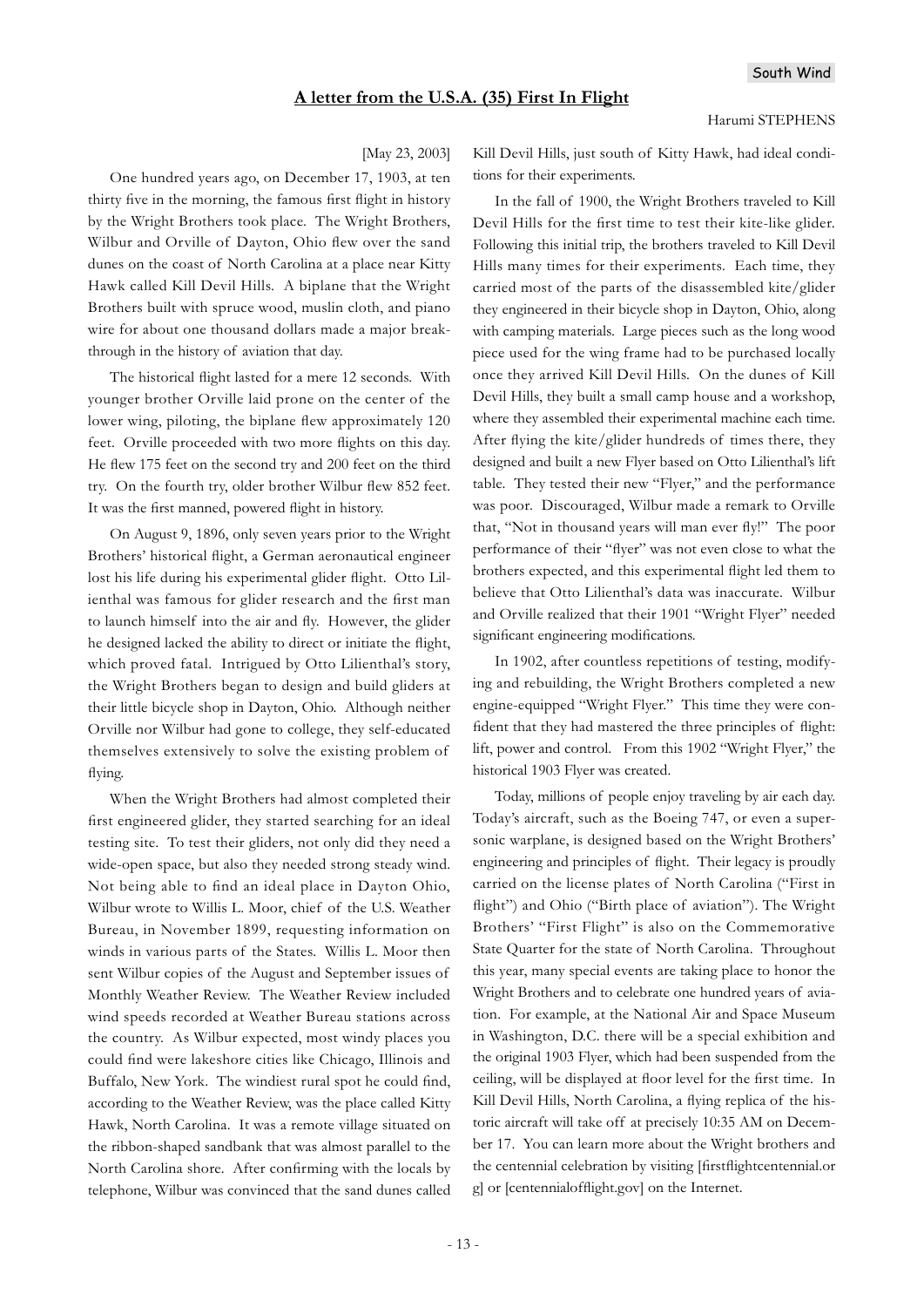## A letter from the U.S.A. (35) First In Flight

Harumi STEPHENS

[May 23, 2003]

One hundred years ago, on December 17, 1903, at ten thirty five in the morning, the famous first flight in history by the Wright Brothers took place. The Wright Brothers, Wilbur and Orville of Dayton, Ohio flew over the sand dunes on the coast of North Carolina at a place near Kitty Hawk called Kill Devil Hills. A biplane that the Wright Brothers built with spruce wood, muslin cloth, and piano wire for about one thousand dollars made a major breakthrough in the history of aviation that day.

The historical flight lasted for a mere 12 seconds. With younger brother Orville laid prone on the center of the lower wing, piloting, the biplane flew approximately 120 feet. Orville proceeded with two more flights on this day. He flew 175 feet on the second try and 200 feet on the third try. On the fourth try, older brother Wilbur flew 852 feet. It was the first manned, powered flight in history.

On August 9, 1896, only seven years prior to the Wright Brothers' historical flight, a German aeronautical engineer lost his life during his experimental glider flight. Otto Lilienthal was famous for glider research and the first man to launch himself into the air and fly. However, the glider he designed lacked the ability to direct or initiate the flight, which proved fatal. Intrigued by Otto Lilienthal's story, the Wright Brothers began to design and build gliders at their little bicycle shop in Dayton, Ohio. Although neither Orville nor Wilbur had gone to college, they self-educated themselves extensively to solve the existing problem of flying.

When the Wright Brothers had almost completed their first engineered glider, they started searching for an ideal testing site. To test their gliders, not only did they need a wide-open space, but also they needed strong steady wind. Not being able to find an ideal place in Dayton Ohio, Wilbur wrote to Willis L. Moor, chief of the U.S. Weather Bureau, in November 1899, requesting information on winds in various parts of the States. Willis L. Moor then sent Wilbur copies of the August and September issues of Monthly Weather Review. The Weather Review included wind speeds recorded at Weather Bureau stations across the country. As Wilbur expected, most windy places you could find were lakeshore cities like Chicago, Illinois and Buffalo, New York. The windiest rural spot he could find, according to the Weather Review, was the place called Kitty Hawk, North Carolina. It was a remote village situated on the ribbon-shaped sandbank that was almost parallel to the North Carolina shore. After confirming with the locals by telephone, Wilbur was convinced that the sand dunes called Kill Devil Hills, just south of Kitty Hawk, had ideal conditions for their experiments.

In the fall of 1900, the Wright Brothers traveled to Kill Devil Hills for the first time to test their kite-like glider. Following this initial trip, the brothers traveled to Kill Devil Hills many times for their experiments. Each time, they carried most of the parts of the disassembled kite/glider they engineered in their bicycle shop in Dayton, Ohio, along with camping materials. Large pieces such as the long wood piece used for the wing frame had to be purchased locally once they arrived Kill Devil Hills. On the dunes of Kill Devil Hills, they built a small camp house and a workshop, where they assembled their experimental machine each time. After flying the kite/glider hundreds of times there, they designed and built a new Flyer based on Otto Lilienthal's lift table. They tested their new "Flyer," and the performance was poor. Discouraged, Wilbur made a remark to Orville that, "Not in thousand years will man ever fly!" The poor performance of their "flyer" was not even close to what the brothers expected, and this experimental flight led them to believe that Otto Lilienthal's data was inaccurate. Wilbur and Orville realized that their 1901 "Wright Flyer" needed significant engineering modifications.

In 1902, after countless repetitions of testing, modifying and rebuilding, the Wright Brothers completed a new engine-equipped "Wright Flyer." This time they were confident that they had mastered the three principles of flight: lift, power and control. From this 1902 "Wright Flyer," the historical 1903 Flyer was created.

Today, millions of people enjoy traveling by air each day. Today's aircraft, such as the Boeing 747, or even a supersonic warplane, is designed based on the Wright Brothers' engineering and principles of flight. Their legacy is proudly carried on the license plates of North Carolina ("First in flight") and Ohio ("Birth place of aviation"). The Wright Brothers' "First Flight" is also on the Commemorative State Quarter for the state of North Carolina. Throughout this year, many special events are taking place to honor the Wright Brothers and to celebrate one hundred years of aviation. For example, at the National Air and Space Museum in Washington, D.C. there will be a special exhibition and the original 1903 Flyer, which had been suspended from the ceiling, will be displayed at floor level for the first time. In Kill Devil Hills, North Carolina, a flying replica of the historic aircraft will take off at precisely 10:35 AM on December 17. You can learn more about the Wright brothers and the centennial celebration by visiting [firstflightcentennial.org] or [centennialofflight.gov] on the Internet.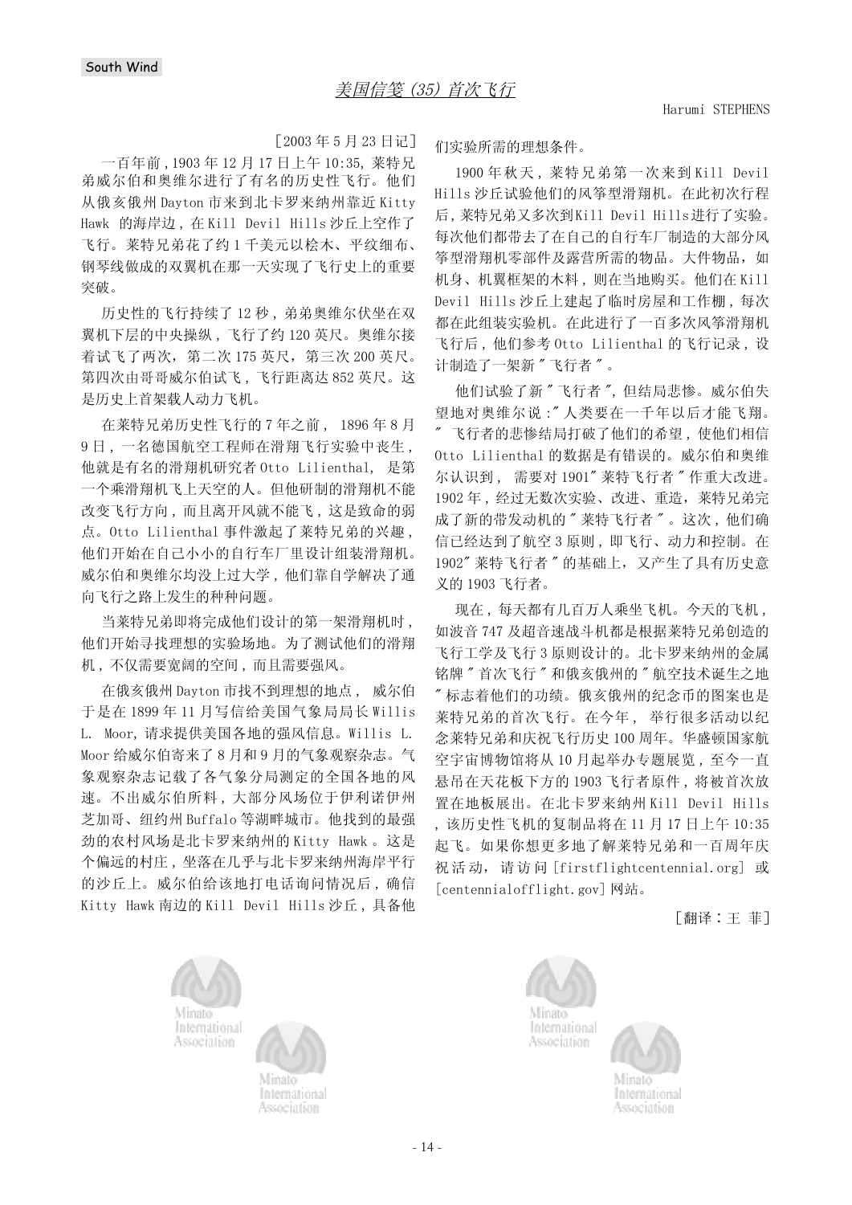# 美国信笺（35）首次飞行

Harumi STEPHENS

［2003 年 5 月 23 日记］

一百年前，1903 年 12 月 17 日上午 10:35，莱特兄弟威尔伯和奥维尔进行了有名的历史性飞行。他们从俄亥俄州 Dayton 市来到北卡罗来纳州靠近 Kitty Hawk 的海岸边，在 Kill Devil Hills 沙丘上空作了飞行。莱特兄弟花了约 1 千美元以桧木、平纹细布、钢琴线做成的双翼机在那一天实现了飞行史上的重要突破。

历史性的飞行持续了 12 秒，弟弟奥维尔伏坐在双翼机下层的中央操纵，飞行了约 120 英尺。奥维尔接着试飞了两次，第二次 175 英尺，第三次 200 英尺。第四次由哥哥威尔伯试飞，飞行距离达 852 英尺。这是历史上首架载人动力飞机。

在莱特兄弟历史性飞行的 7 年之前， 1896 年 8 月 9 日，一名德国航空工程师在滑翔飞行实验中丧生，他就是有名的滑翔机研究者 Otto Lilienthal， 是第一个乘滑翔机飞上天空的人。但他研制的滑翔机不能改变飞行方向，而且离开风就不能飞，这是致命的弱点。Otto Lilienthal 事件激起了莱特兄弟的兴趣，他们开始在自己小小的自行车厂里设计组装滑翔机。威尔伯和奥维尔均没上过大学，他们靠自学解决了通向飞行之路上发生的种种问题。

当莱特兄弟即将完成他们设计的第一架滑翔机时，他们开始寻找理想的实验场地。为了测试他们的滑翔机，不仅需要宽阔的空间，而且需要强风。

在俄亥俄州 Dayton 市找不到理想的地点， 威尔伯于是在 1899 年 11 月写信给美国气象局局长 Willis L. Moor，请求提供美国各地的强风信息。Willis L. Moor 给威尔伯寄来了 8 月和 9 月的气象观察杂志。气象观察杂志记载了各气象分局测定的全国各地的风速。不出威尔伯所料，大部分风场位于伊利诺伊州芝加哥、纽约州 Buffalo 等湖畔城市。他找到的最强劲的农村风场是北卡罗来纳州的 Kitty Hawk 。这是个偏远的村庄，坐落在几乎与北卡罗来纳州海岸平行的沙丘上。威尔伯给该地打电话询问情况后，确信 Kitty Hawk 南边的 Kill Devil Hills 沙丘，具备他们实验所需的理想条件。

1900 年秋天，莱特兄弟第一次来到 Kill Devil Hills 沙丘试验他们的风筝型滑翔机。在此初次行程后，莱特兄弟又多次到Kill Devil Hills进行了实验。每次他们都带去了在自己的自行车厂制造的大部分风筝型滑翔机零部件及露营所需的物品。大件物品，如机身、机翼框架的木料，则在当地购买。他们在 Kill Devil Hills 沙丘上建起了临时房屋和工作棚，每次都在此组装实验机。在此进行了一百多次风筝滑翔机飞行后，他们参考 Otto Lilienthal 的飞行记录，设计制造了一架新 " 飞行者 " 。

他们试验了新 " 飞行者 "，但结局悲惨。威尔伯失望地对奥维尔说：" 人类要在一千年以后才能飞翔。" 飞行者的悲惨结局打破了他们的希望，使他们相信 Otto Lilienthal 的数据是有错误的。威尔伯和奥维尔认识到， 需要对 1901" 莱特飞行者 " 作重大改进。1902 年，经过无数次实验、改进、重造，莱特兄弟完成了新的带发动机的 " 莱特飞行者 " 。这次，他们确信已经达到了航空 3 原则，即飞行、动力和控制。在 1902" 莱特飞行者 " 的基础上，又产生了具有历史意义的 1903 飞行者。

现在，每天都有几百万人乘坐飞机。今天的飞机，如波音 747 及超音速战斗机都是根据莱特兄弟创造的飞行工学及飞行 3 原则设计的。北卡罗来纳州的金属铭牌 " 首次飞行 " 和俄亥俄州的 " 航空技术诞生之地 " 标志着他们的功绩。俄亥俄州的纪念币的图案也是莱特兄弟的首次飞行。在今年， 举行很多活动以纪念莱特兄弟和庆祝飞行历史 100 周年。华盛顿国家航空宇宙博物馆将从 10 月起举办专题展览，至今一直悬吊在天花板下方的 1903 飞行者原件，将被首次放置在地板展出。在北卡罗来纳州 Kill Devil Hills，该历史性飞机的复制品将在 11 月 17 日上午 10:35 起飞。如果你想更多地了解莱特兄弟和一百周年庆祝活动，请访问 [firstflightcentennial.org] 或 [centennialofflight.gov] 网站。

［翻译：王 菲］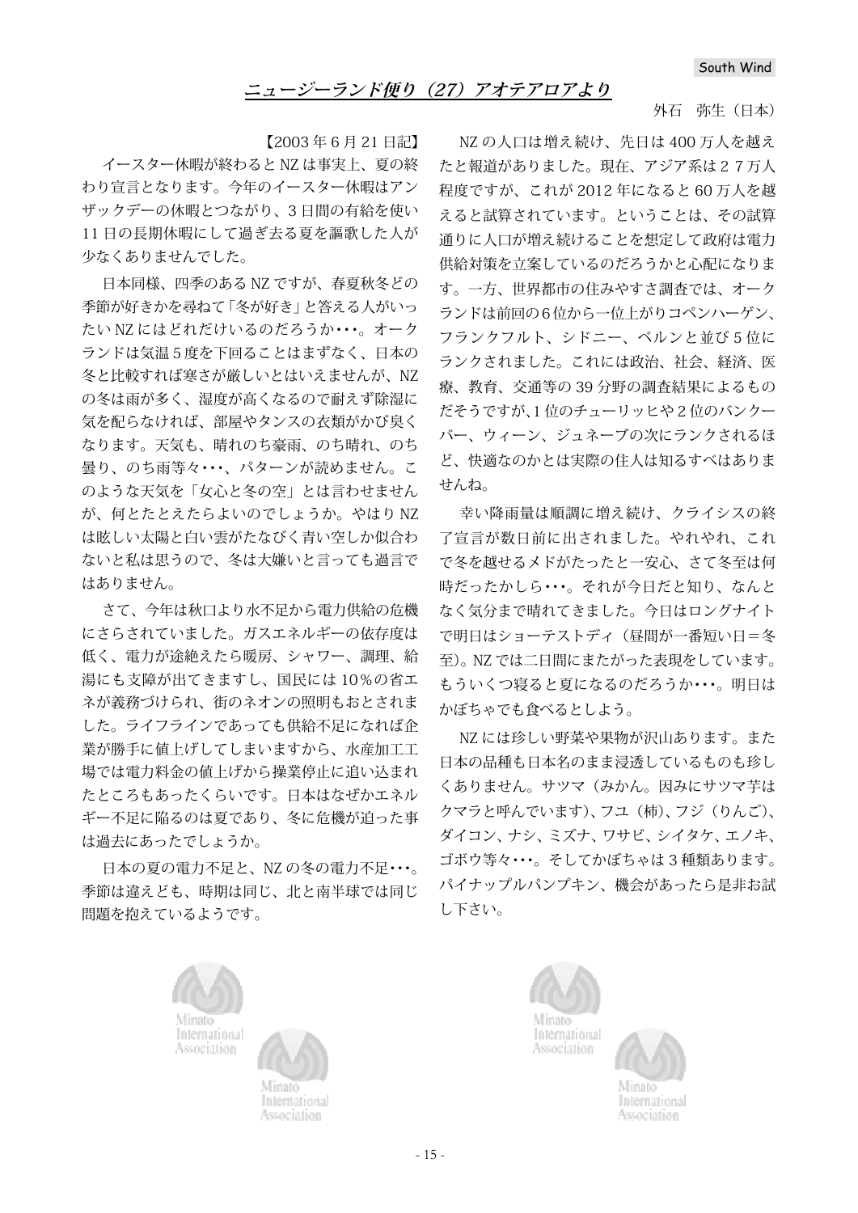South Wind

## *ニュージーランド便り（27）アオテアロアより*

外石　弥生（日本）

【2003 年 6 月 21 日記】

イースター休暇が終わると NZ は事実上、夏の終わり宣言となります。今年のイースター休暇はアンザックデーの休暇とつながり、3 日間の有給を使い 11 日の長期休暇にして過ぎ去る夏を謳歌した人が少なくありませんでした。

日本同様、四季のある NZ ですが、春夏秋冬どの季節が好きかを尋ねて「冬が好き」と答える人がいったい NZ にはどれだけいるのだろうか・・・。オークランドは気温 5 度を下回ることはまずなく、日本の冬と比較すれば寒さが厳しいとはいえませんが、NZ の冬は雨が多く、湿度が高くなるので耐えず除湿に気を配らなければ、部屋やタンスの衣類がかび臭くなります。天気も、晴れのち豪雨、のち晴れ、のち曇り、のち雨等々・・・、パターンが読めません。このような天気を「女心と冬の空」とは言わせませんが、何とたとえたらよいのでしょうか。やはり NZ は眩しい太陽と白い雲がたなびく青い空しか似合わないと私は思うので、冬は大嫌いと言っても過言ではありません。

さて、今年は秋口より水不足から電力供給の危機にさらされていました。ガスエネルギーの依存度は低く、電力が途絶えたら暖房、シャワー、調理、給湯にも支障が出てきますし、国民には 10％の省エネが義務づけられ、街のネオンの照明もおとされました。ライフラインであっても供給不足になれば企業が勝手に値上げしてしまいますから、水産加工工場では電力料金の値上げから操業停止に追い込まれたところもあったくらいです。日本はなぜかエネルギー不足に陥るのは夏であり、冬に危機が迫った事は過去にあったでしょうか。

日本の夏の電力不足と、NZ の冬の電力不足・・・。季節は違えども、時期は同じ、北と南半球では同じ問題を抱えているようです。

NZ の人口は増え続け、先日は 400 万人を越えたと報道がありました。現在、アジア系は２７万人程度ですが、これが 2012 年になると 60 万人を越えると試算されています。ということは、その試算通りに人口が増え続けることを想定して政府は電力供給対策を立案しているのだろうかと心配になります。一方、世界都市の住みやすさ調査では、オークランドは前回の 6 位から一位上がりコペンハーゲン、フランクフルト、シドニー、ベルンと並び 5 位にランクされました。これには政治、社会、経済、医療、教育、交通等の 39 分野の調査結果によるものだそうですが、1 位のチューリッヒや 2 位のバンクーバー、ウィーン、ジュネーブの次にランクされるほど、快適なのかとは実際の住人は知るすべはありませんね。

幸い降雨量は順調に増え続け、クライシスの終了宣言が数日前に出されました。やれやれ、これで冬を越せるメドがたったと一安心、さて冬至は何時だったかしら・・・。それが今日だと知り、なんとなく気分まで晴れてきました。今日はロングナイトで明日はショーテストディ（昼間が一番短い日＝冬至）。NZ では二日間にまたがった表現をしています。もういくつ寝ると夏になるのだろうか・・・。明日はかぼちゃでも食べるとしよう。

NZ には珍しい野菜や果物が沢山あります。また日本の品種も日本名のまま浸透しているものも珍しくありません。サツマ（みかん。因みにサツマ芋はクマラと呼んでいます）、フユ（柿）、フジ（りんご）、ダイコン、ナシ、ミズナ、ワサビ、シイタケ、エノキ、ゴボウ等々・・・。そしてかぼちゃは 3 種類あります。パイナップルパンプキン、機会があったら是非お試し下さい。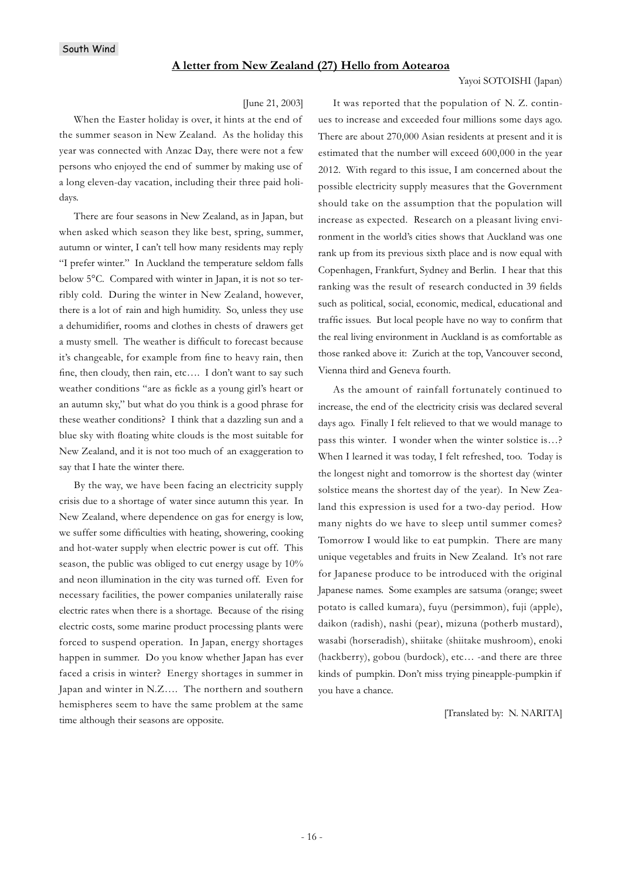South Wind

## A letter from New Zealand (27) Hello from Aotearoa

Yayoi SOTOISHI (Japan)

[June 21, 2003]

When the Easter holiday is over, it hints at the end of the summer season in New Zealand. As the holiday this year was connected with Anzac Day, there were not a few persons who enjoyed the end of summer by making use of a long eleven-day vacation, including their three paid holidays.

There are four seasons in New Zealand, as in Japan, but when asked which season they like best, spring, summer, autumn or winter, I can't tell how many residents may reply "I prefer winter." In Auckland the temperature seldom falls below 5°C. Compared with winter in Japan, it is not so terribly cold. During the winter in New Zealand, however, there is a lot of rain and high humidity. So, unless they use a dehumidifier, rooms and clothes in chests of drawers get a musty smell. The weather is difficult to forecast because it's changeable, for example from fine to heavy rain, then fine, then cloudy, then rain, etc…. I don't want to say such weather conditions "are as fickle as a young girl's heart or an autumn sky," but what do you think is a good phrase for these weather conditions? I think that a dazzling sun and a blue sky with floating white clouds is the most suitable for New Zealand, and it is not too much of an exaggeration to say that I hate the winter there.

By the way, we have been facing an electricity supply crisis due to a shortage of water since autumn this year. In New Zealand, where dependence on gas for energy is low, we suffer some difficulties with heating, showering, cooking and hot-water supply when electric power is cut off. This season, the public was obliged to cut energy usage by 10% and neon illumination in the city was turned off. Even for necessary facilities, the power companies unilaterally raise electric rates when there is a shortage. Because of the rising electric costs, some marine product processing plants were forced to suspend operation. In Japan, energy shortages happen in summer. Do you know whether Japan has ever faced a crisis in winter? Energy shortages in summer in Japan and winter in N.Z…. The northern and southern hemispheres seem to have the same problem at the same time although their seasons are opposite.

It was reported that the population of N. Z. continues to increase and exceeded four millions some days ago. There are about 270,000 Asian residents at present and it is estimated that the number will exceed 600,000 in the year 2012. With regard to this issue, I am concerned about the possible electricity supply measures that the Government should take on the assumption that the population will increase as expected. Research on a pleasant living environment in the world's cities shows that Auckland was one rank up from its previous sixth place and is now equal with Copenhagen, Frankfurt, Sydney and Berlin. I hear that this ranking was the result of research conducted in 39 fields such as political, social, economic, medical, educational and traffic issues. But local people have no way to confirm that the real living environment in Auckland is as comfortable as those ranked above it: Zurich at the top, Vancouver second, Vienna third and Geneva fourth.

As the amount of rainfall fortunately continued to increase, the end of the electricity crisis was declared several days ago. Finally I felt relieved to that we would manage to pass this winter. I wonder when the winter solstice is…? When I learned it was today, I felt refreshed, too. Today is the longest night and tomorrow is the shortest day (winter solstice means the shortest day of the year). In New Zealand this expression is used for a two-day period. How many nights do we have to sleep until summer comes? Tomorrow I would like to eat pumpkin. There are many unique vegetables and fruits in New Zealand. It's not rare for Japanese produce to be introduced with the original Japanese names. Some examples are satsuma (orange; sweet potato is called kumara), fuyu (persimmon), fuji (apple), daikon (radish), nashi (pear), mizuna (potherb mustard), wasabi (horseradish), shiitake (shiitake mushroom), enoki (hackberry), gobou (burdock), etc… -and there are three kinds of pumpkin. Don't miss trying pineapple-pumpkin if you have a chance.

[Translated by: N. NARITA]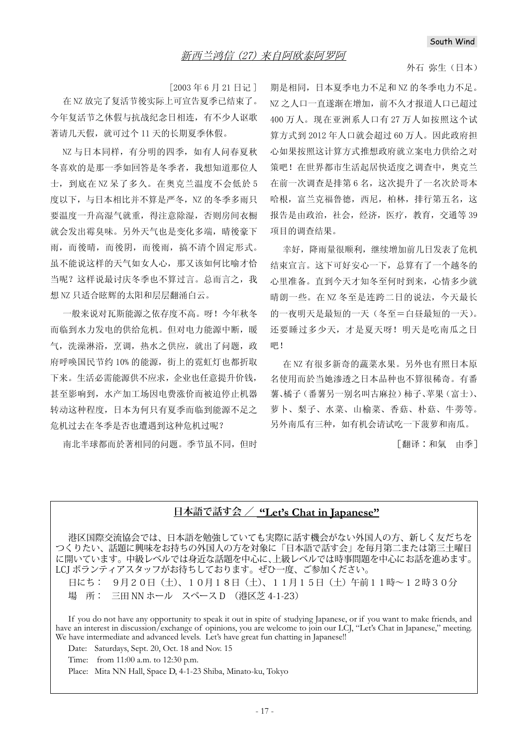## 新西兰鸿信（27）来自阿欧泰阿罗阿

外石 弥生（日本）

［2003 年 6 月 21 日记］

在 NZ 放完了复活节後实际上可宣告夏季已结束了。今年复活节之休假与抗战纪念日相连，有不少人讴歌著请几天假，就可过个 11 天的长期夏季休假。

NZ 与日本同样，有分明的四季，如有人问春夏秋冬喜欢的是那一季如回答是冬季者，我想知道那位人士，到底在 NZ 呆了多久。在奥克兰温度不会低於 5 度以下，与日本相比并不算是严冬，NZ 的冬季多雨只要温度一升高湿气就重，得注意除湿，否则房间衣橱就会发出霉臭味。另外天气也是变化多端，晴後豪下雨，而後晴，而後阴，而後雨，搞不清个固定形式。虽不能说这样的天气如女人心，那又该如何比喻才恰当呢？这样说最讨厌冬季也不算过言。总而言之，我想 NZ 只适合眩辉的太阳和层层翻涌白云。

一般来说对瓦斯能源之依存度不高。呀！今年秋冬而临到水力发电的供给危机。但对电力能源中断，暖气，洗澡淋浴，烹调，热水之供应，就出了问题，政府呼唤国民节约 10% 的能源，街上的霓虹灯也都折取下来。生活必需能源供不应求，企业也任意提升价钱，甚至影响到，水产加工场因电费涨价而被迫停止机器转动这种程度，日本为何只有夏季而临到能源不足之危机过去在冬季是否也遭遇到这种危机过呢？

南北半球都而於著相同的问题。季节虽不同，但时期是相同，日本夏季电力不足和 NZ 的冬季电力不足。NZ 之人口一直遂渐在增加，前不久才报道人口已超过 400 万人。现在亚洲系人口有 27 万人如按照这个试算方式到 2012 年人口就会超过 60 万人。因此政府担心如果按照这计算方式推想政府就立案电力供给之对策吧！在世界都市生活起居快适度之调查中，奥克兰在前一次调查是排第 6 名，这次提升了一名次於哥本哈根，富兰克福鲁德，西尼，柏林，排行第五名，这报告是由政治，社会，经济，医疗，教育，交通等 39 项目的调查结果。

幸好，降雨量很顺利，继续增加前几日发表了危机结束宣言。这下可好安心一下，总算有了一个越冬的心里准备。直到今天才知冬至何时到来，心情多少就晴朗一些。在 NZ 冬至是连跨二日的说法，今天最长的一夜明天是最短的一天（冬至＝白昼最短的一天）。还要睡过多少天，才是夏天呀！明天是吃南瓜之日吧！

在 NZ 有很多新奇的蔬菜水果。另外也有照日本原名使用而於当她渗透之日本品种也不算很稀奇。有番薯、橘子（番薯另一别名叫古麻拉）柿子、苹果（富士）、萝卜、梨子、水菜、山榆菜、香菇、朴菇、牛蒡等。另外南瓜有三种，如有机会请试吃一下菠萝和南瓜。

［翻译：和氣　由季］

---

### 日本語で話す会 ／ **"Let's Chat in Japanese"**

港区国際交流協会では、日本語を勉強していても実際に話す機会がない外国人の方、新しく友だちをつくりたい、話題に興味をお持ちの外国人の方を対象に「日本語で話す会」を毎月第二または第三土曜日に開いています。中級レベルでは身近な話題を中心に、上級レベルでは時事問題を中心にお話を進めます。LCJ ボランティアスタッフがお待ちしております。ぜひ一度、ご参加ください。

日にち：　９月２０日（土）、１０月１８日（土）、１１月１５日（土）午前１１時～１２時３０分

場　所：　三田 NN ホール　スペース D　（港区芝 4-1-23）

If you do not have any opportunity to speak it out in spite of studying Japanese, or if you want to make friends, and have an interest in discussion/exchange of opinions, you are welcome to join our LCJ, "Let's Chat in Japanese," meeting. We have intermediate and advanced levels. Let's have great fun chatting in Japanese!!

Date: Saturdays, Sept. 20, Oct. 18 and Nov. 15

Time: from 11:00 a.m. to 12:30 p.m.

Place: Mita NN Hall, Space D, 4-1-23 Shiba, Minato-ku, Tokyo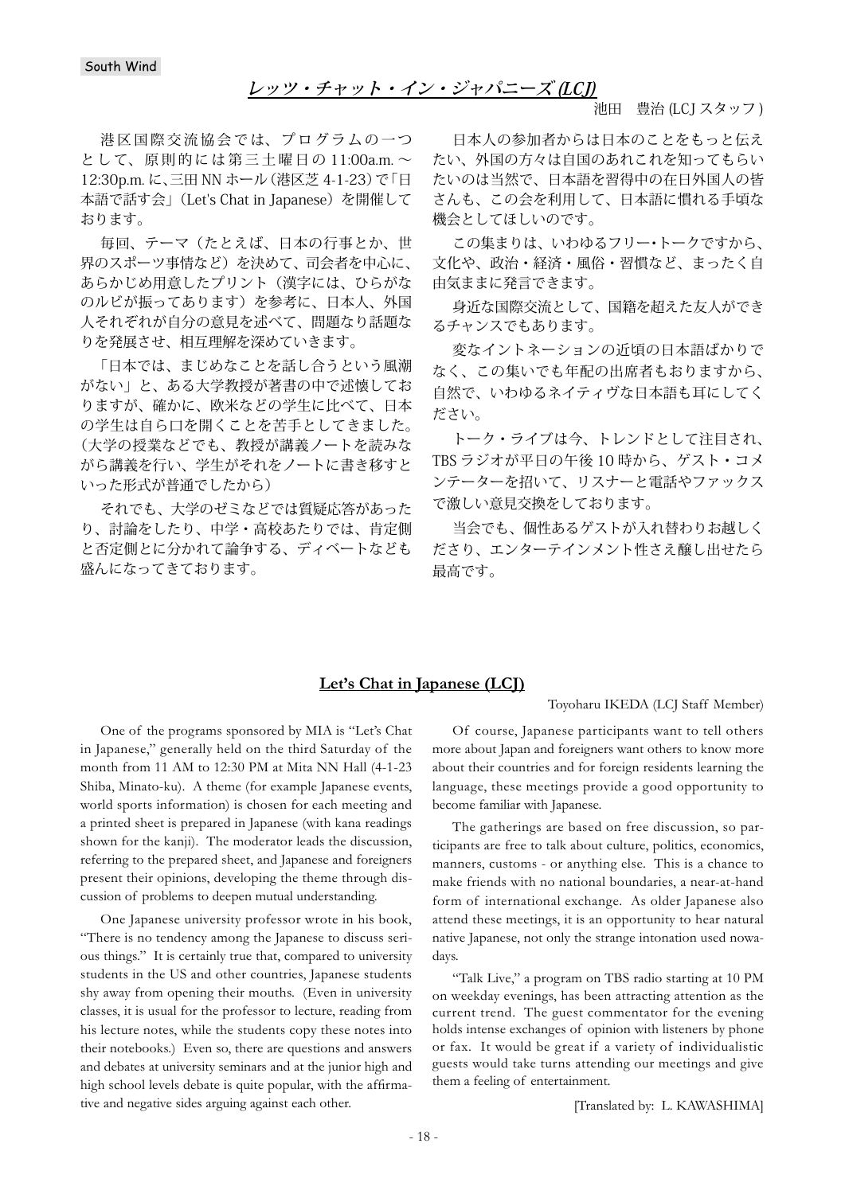South Wind

## *レッツ・チャット・イン・ジャパニーズ (LCJ)*

池田　豊治 (LCJ スタッフ )

港区国際交流協会では、プログラムの一つとして、原則的には第三土曜日の 11:00a.m.～12:30p.m. に、三田 NN ホール（港区芝 4-1-23）で「日本語で話す会」（Let's Chat in Japanese）を開催しております。

毎回、テーマ（たとえば、日本の行事とか、世界のスポーツ事情など）を決めて、司会者を中心に、あらかじめ用意したプリント（漢字には、ひらがなのルビが振ってあります）を参考に、日本人、外国人それぞれが自分の意見を述べて、問題なり話題なりを発展させ、相互理解を深めていきます。

「日本では、まじめなことを話し合うという風潮がない」と、ある大学教授が著書の中で述懐しておりますが、確かに、欧米などの学生に比べて、日本の学生は自ら口を開くことを苦手としてきました。（大学の授業などでも、教授が講義ノートを読みながら講義を行い、学生がそれをノートに書き移すといった形式が普通でしたから）

それでも、大学のゼミなどでは質疑応答があったり、討論をしたり、中学・高校あたりでは、肯定側と否定側とに分かれて論争する、ディベートなども盛んになってきております。

日本人の参加者からは日本のことをもっと伝えたい、外国の方々は自国のあれこれを知ってもらいたいのは当然で、日本語を習得中の在日外国人の皆さんも、この会を利用して、日本語に慣れる手頃な機会としてほしいのです。

この集まりは、いわゆるフリー・トークですから、文化や、政治・経済・風俗・習慣など、まったく自由気ままに発言できます。

身近な国際交流として、国籍を超えた友人ができるチャンスでもあります。

変なイントネーションの近頃の日本語ばかりでなく、この集いでも年配の出席者もおりますから、自然で、いわゆるネイティヴな日本語も耳にしてください。

トーク・ライブは今、トレンドとして注目され、TBS ラジオが平日の午後 10 時から、ゲスト・コメンテーターを招いて、リスナーと電話やファックスで激しい意見交換をしております。

当会でも、個性あるゲストが入れ替わりお越しくださり、エンターテインメント性さえ醸し出せたら最高です。

## Let's Chat in Japanese (LCJ)

Toyoharu IKEDA (LCJ Staff Member)

One of the programs sponsored by MIA is "Let's Chat in Japanese," generally held on the third Saturday of the month from 11 AM to 12:30 PM at Mita NN Hall (4-1-23 Shiba, Minato-ku). A theme (for example Japanese events, world sports information) is chosen for each meeting and a printed sheet is prepared in Japanese (with kana readings shown for the kanji). The moderator leads the discussion, referring to the prepared sheet, and Japanese and foreigners present their opinions, developing the theme through discussion of problems to deepen mutual understanding.

One Japanese university professor wrote in his book, "There is no tendency among the Japanese to discuss serious things." It is certainly true that, compared to university students in the US and other countries, Japanese students shy away from opening their mouths. (Even in university classes, it is usual for the professor to lecture, reading from his lecture notes, while the students copy these notes into their notebooks.) Even so, there are questions and answers and debates at university seminars and at the junior high and high school levels debate is quite popular, with the affirmative and negative sides arguing against each other.

Of course, Japanese participants want to tell others more about Japan and foreigners want others to know more about their countries and for foreign residents learning the language, these meetings provide a good opportunity to become familiar with Japanese.

The gatherings are based on free discussion, so participants are free to talk about culture, politics, economics, manners, customs - or anything else. This is a chance to make friends with no national boundaries, a near-at-hand form of international exchange. As older Japanese also attend these meetings, it is an opportunity to hear natural native Japanese, not only the strange intonation used nowadays.

"Talk Live," a program on TBS radio starting at 10 PM on weekday evenings, has been attracting attention as the current trend. The guest commentator for the evening holds intense exchanges of opinion with listeners by phone or fax. It would be great if a variety of individualistic guests would take turns attending our meetings and give them a feeling of entertainment.

[Translated by: L. KAWASHIMA]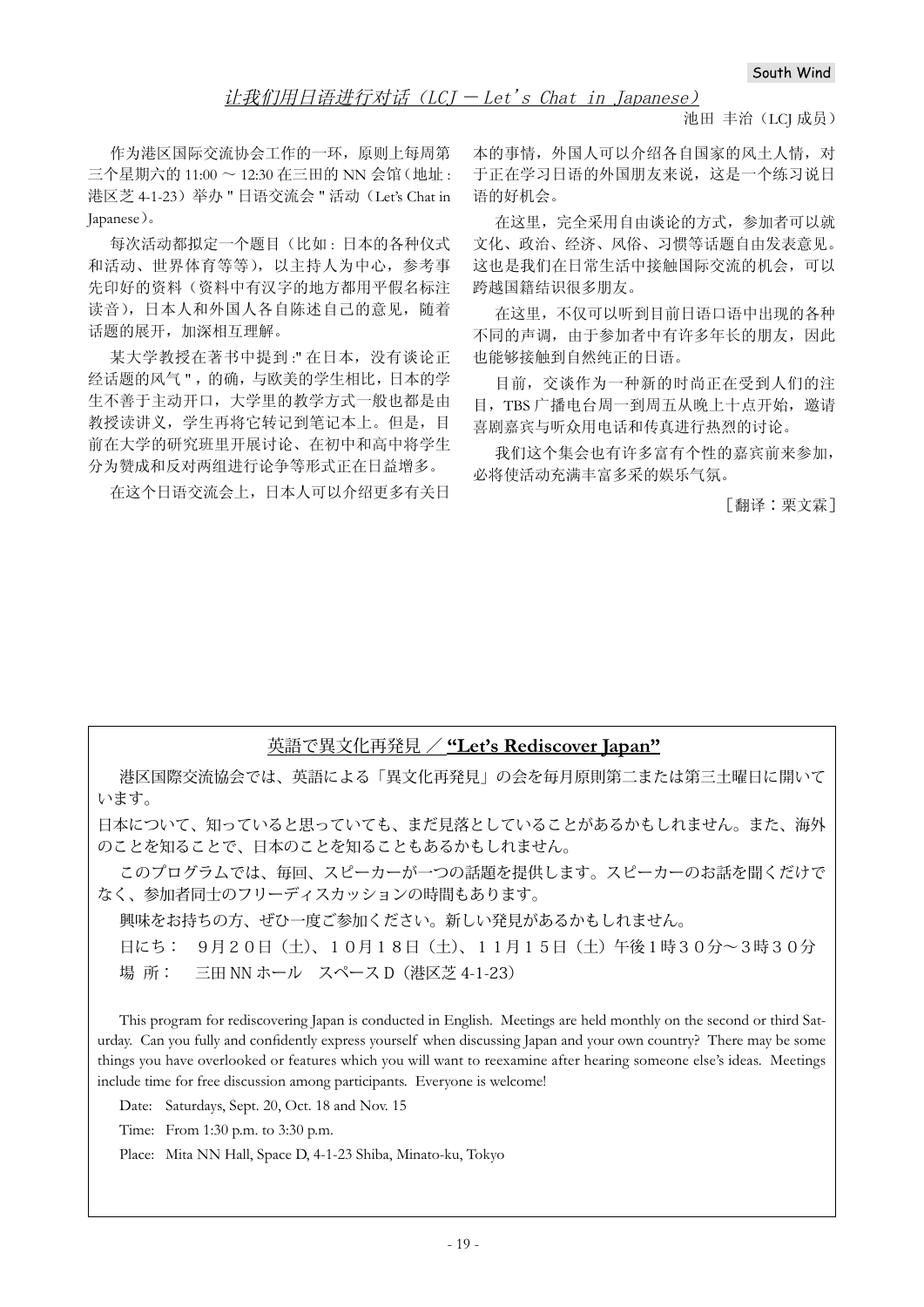## 让我们用日语进行对话（LCJ － Let's Chat in Japanese）

池田 丰治（LCJ 成员）

作为港区国际交流协会工作的一环，原则上每周第三个星期六的 11:00 ～ 12:30 在三田的 NN 会馆（地址 : 港区芝 4-1-23）举办 " 日语交流会 " 活动（Let's Chat in Japanese）。

每次活动都拟定一个题目（比如 : 日本的各种仪式和活动、世界体育等等），以主持人为中心，参考事先印好的资料（资料中有汉字的地方都用平假名标注读音），日本人和外国人各自陈述自己的意见，随着话题的展开，加深相互理解。

某大学教授在著书中提到 :" 在日本，没有谈论正经话题的风气 "，的确，与欧美的学生相比，日本的学生不善于主动开口，大学里的教学方式一般也都是由教授读讲义，学生再将它转记到笔记本上。但是，目前在大学的研究班里开展讨论、在初中和高中将学生分为赞成和反对两组进行论争等形式正在日益增多。

在这个日语交流会上，日本人可以介绍更多有关日本的事情，外国人可以介绍各自国家的风土人情，对于正在学习日语的外国朋友来说，这是一个练习说日语的好机会。

在这里，完全采用自由谈论的方式，参加者可以就文化、政治、经济、风俗、习惯等话题自由发表意见。这也是我们在日常生活中接触国际交流的机会，可以跨越国籍结识很多朋友。

在这里，不仅可以听到目前日语口语中出现的各种不同的声调，由于参加者中有许多年长的朋友，因此也能够接触到自然纯正的日语。

目前，交谈作为一种新的时尚正在受到人们的注目，TBS 广播电台周一到周五从晚上十点开始，邀请喜剧嘉宾与听众用电话和传真进行热烈的讨论。

我们这个集会也有许多富有个性的嘉宾前来参加，必将使活动充满丰富多采的娱乐气氛。

［翻译：栗文霖］

---

## 英語で異文化再発見 ／ **"Let's Rediscover Japan"**

港区国際交流協会では、英語による「異文化再発見」の会を毎月原則第二または第三土曜日に開いています。

日本について、知っていると思っていても、まだ見落としていることがあるかもしれません。また、海外のことを知ることで、日本のことを知ることもあるかもしれません。

このプログラムでは、毎回、スピーカーが一つの話題を提供します。スピーカーのお話を聞くだけでなく、参加者同士のフリーディスカッションの時間もあります。

興味をお持ちの方、ぜひ一度ご参加ください。新しい発見があるかもしれません。

日にち：　９月２０日（土）、１０月１８日（土）、１１月１５日（土）午後１時３０分～３時３０分

場 所：　三田 NN ホール　スペース D（港区芝 4-1-23）

This program for rediscovering Japan is conducted in English. Meetings are held monthly on the second or third Saturday. Can you fully and confidently express yourself when discussing Japan and your own country? There may be some things you have overlooked or features which you will want to reexamine after hearing someone else's ideas. Meetings include time for free discussion among participants. Everyone is welcome!

Date: Saturdays, Sept. 20, Oct. 18 and Nov. 15

Time: From 1:30 p.m. to 3:30 p.m.

Place: Mita NN Hall, Space D, 4-1-23 Shiba, Minato-ku, Tokyo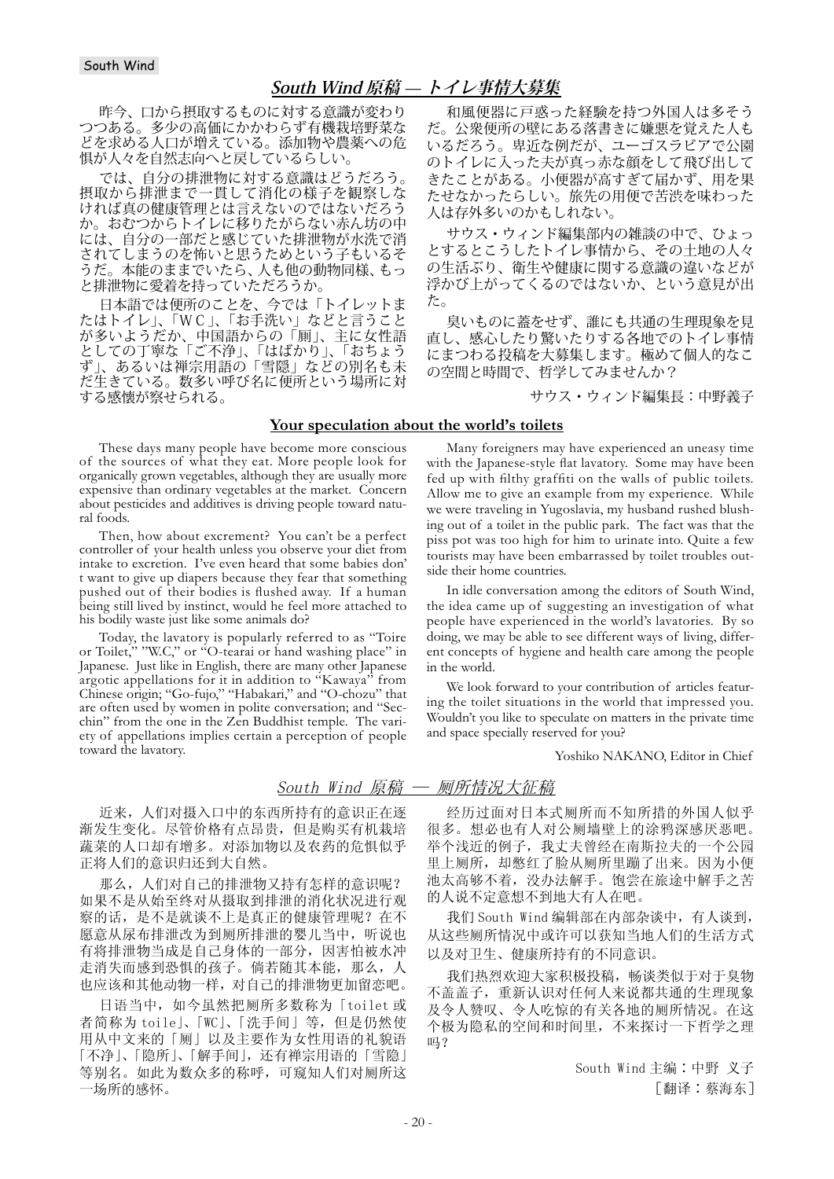## *South Wind 原稿 — トイレ事情大募集*

昨今、口から摂取するものに対する意識が変わりつつある。多少の高価にかかわらず有機栽培野菜などを求める人口が増えている。添加物や農薬への危惧が人々を自然志向へと戻しているらしい。

では、自分の排泄物に対する意識はどうだろう。摂取から排泄まで一貫して消化の様子を観察しなければ真の健康管理とは言えないのではないだろうか。おむつからトイレに移りたがらない赤ん坊の中には、自分の一部だと感じていた排泄物が水洗で消されてしまうのを怖いと思うためという子もいるそうだ。本能のままでいたら、人も他の動物同様、もっと排泄物に愛着を持っていただろうか。

日本語では便所のことを、今では「トイレットまたはトイレ」、「ＷＣ」、「お手洗い」などと言うことが多いようだが、中国語からの「厠」、主に女性語としての丁寧な「ご不浄」、「はばかり」、「おちょうず」、あるいは禅宗用語の「雪隠」などの別名も未だ生きている。数多い呼び名に便所という場所に対する感懐が察せられる。

和風便器に戸惑った経験を持つ外国人は多そうだ。公衆便所の壁にある落書きに嫌悪を覚えた人もいるだろう。卑近な例だが、ユーゴスラビアで公園のトイレに入った夫が真っ赤な顔をして飛び出してきたことがある。小便器が高すぎて届かず、用を果たせなかったらしい。旅先の用便で苦渋を味わった人は存外多いのかもしれない。

サウス・ウィンド編集部内の雑談の中で、ひょっとするとこうしたトイレ事情から、その土地の人々の生活ぶり、衛生や健康に関する意識の違いなどが浮かび上がってくるのではないか、という意見が出た。

臭いものに蓋をせず、誰にも共通の生理現象を見直し、感心したり驚いたりする各地でのトイレ事情にまつわる投稿を大募集します。極めて個人的なこの空間と時間で、哲学してみませんか？

サウス・ウィンド編集長：中野義子

## Your speculation about the world's toilets

These days many people have become more conscious of the sources of what they eat. More people look for organically grown vegetables, although they are usually more expensive than ordinary vegetables at the market. Concern about pesticides and additives is driving people toward natural foods.

Then, how about excrement? You can't be a perfect controller of your health unless you observe your diet from intake to excretion. I've even heard that some babies don't want to give up diapers because they fear that something pushed out of their bodies is flushed away. If a human being still lived by instinct, would he feel more attached to his bodily waste just like some animals do?

Today, the lavatory is popularly referred to as "Toire or Toilet," "W.C," or "O-tearai or hand washing place" in Japanese. Just like in English, there are many other Japanese argotic appellations for it in addition to "Kawaya" from Chinese origin; "Go-fujo," "Habakari," and "O-chozu" that are often used by women in polite conversation; and "Secchin" from the one in the Zen Buddhist temple. The variety of appellations implies certain a perception of people toward the lavatory.

Many foreigners may have experienced an uneasy time with the Japanese-style flat lavatory. Some may have been fed up with filthy graffiti on the walls of public toilets. Allow me to give an example from my experience. While we were traveling in Yugoslavia, my husband rushed blushing out of a toilet in the public park. The fact was that the piss pot was too high for him to urinate into. Quite a few tourists may have been embarrassed by toilet troubles outside their home countries.

In idle conversation among the editors of South Wind, the idea came up of suggesting an investigation of what people have experienced in the world's lavatories. By so doing, we may be able to see different ways of living, different concepts of hygiene and health care among the people in the world.

We look forward to your contribution of articles featuring the toilet situations in the world that impressed you. Wouldn't you like to speculate on matters in the private time and space specially reserved for you?

Yoshiko NAKANO, Editor in Chief

## *South Wind 原稿 — 厕所情况大征稿*

近来，人们对摄入口中的东西所持有的意识正在逐渐发生变化。尽管价格有点昂贵，但是购买有机栽培蔬菜的人口却有增多。对添加物以及农药的危惧似乎正将人们的意识归还到大自然。

那么，人们对自己的排泄物又持有怎样的意识呢？如果不是从始至终对从摄取到排泄的消化状况进行观察的话，是不是就谈不上是真正的健康管理呢？在不愿意从尿布排泄改为到厕所排泄的婴儿当中，听说也有将排泄物当成是自己身体的一部分，因害怕被水冲走消失而感到恐惧的孩子。倘若随其本能，那么，人也应该和其他动物一样，对自己的排泄物更加留恋吧。

日语当中，如今虽然把厕所多数称为「toilet 或者简称为 toile」、「WC」、「洗手间」等，但是仍然使用从中文来的「厕」以及主要作为女性用语的礼貌语「不净」、「隐所」、「解手间」，还有禅宗用语的「雪隐」等别名。如此为数众多的称呼，可窥知人们对厕所这一场所的感怀。

经历过面对日本式厕所而不知所措的外国人似乎很多。想必也有人对公厕墙壁上的涂鸦深感厌恶吧。举个浅近的例子，我丈夫曾经在南斯拉夫的一个公园里上厕所，却憋红了脸从厕所里蹦了出来。因为小便池太高够不着，没办法解手。饱尝在旅途中解手之苦的人说不定意想不到地大有人在吧。

我们 South Wind 编辑部在内部杂谈中，有人谈到，从这些厕所情况中或许可以获知当地人们的生活方式以及对卫生、健康所持有的不同意识。

我们热烈欢迎大家积极投稿，畅谈类似于对于臭物不盖盖子，重新认识对任何人来说都共通的生理现象及令人赞叹、令人吃惊的有关各地的厕所情况。在这个极为隐私的空间和时间里，不来探讨一下哲学之理吗？

South Wind 主编：中野 义子

［翻译：蔡海东］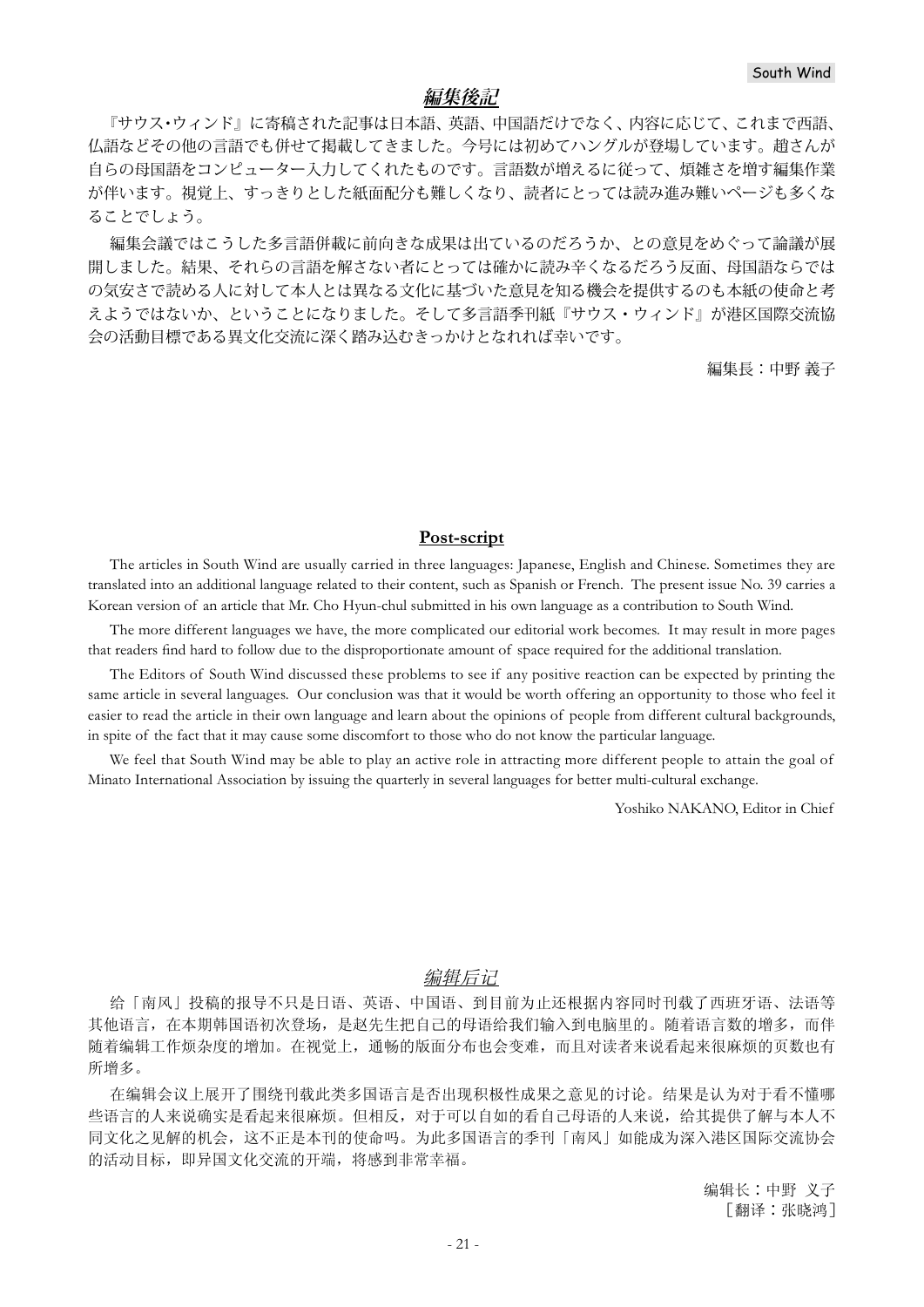## 編集後記

『サウス･ウィンド』に寄稿された記事は日本語、英語、中国語だけでなく、内容に応じて、これまで西語、仏語などその他の言語でも併せて掲載してきました。今号には初めてハングルが登場しています。趙さんが自らの母国語をコンピューター入力してくれたものです。言語数が増えるに従って、煩雑さを増す編集作業が伴います。視覚上、すっきりとした紙面配分も難しくなり、読者にとっては読み進み難いページも多くなることでしょう。

編集会議ではこうした多言語併載に前向きな成果は出ているのだろうか、との意見をめぐって論議が展開しました。結果、それらの言語を解さない者にとっては確かに読み辛くなるだろう反面、母国語ならではの気安さで読める人に対して本人とは異なる文化に基づいた意見を知る機会を提供するのも本紙の使命と考えようではないか、ということになりました。そして多言語季刊紙『サウス・ウィンド』が港区国際交流協会の活動目標である異文化交流に深く踏み込むきっかけとなれれば幸いです。

編集長：中野 義子

## Post-script

The articles in South Wind are usually carried in three languages: Japanese, English and Chinese. Sometimes they are translated into an additional language related to their content, such as Spanish or French. The present issue No. 39 carries a Korean version of an article that Mr. Cho Hyun-chul submitted in his own language as a contribution to South Wind.

The more different languages we have, the more complicated our editorial work becomes. It may result in more pages that readers find hard to follow due to the disproportionate amount of space required for the additional translation.

The Editors of South Wind discussed these problems to see if any positive reaction can be expected by printing the same article in several languages. Our conclusion was that it would be worth offering an opportunity to those who feel it easier to read the article in their own language and learn about the opinions of people from different cultural backgrounds, in spite of the fact that it may cause some discomfort to those who do not know the particular language.

We feel that South Wind may be able to play an active role in attracting more different people to attain the goal of Minato International Association by issuing the quarterly in several languages for better multi-cultural exchange.

Yoshiko NAKANO, Editor in Chief

## 编辑后记

给「南风」投稿的报导不只是日语、英语、中国语、到目前为止还根据内容同时刊载了西班牙语、法语等其他语言，在本期韩国语初次登场，是赵先生把自己的母语给我们输入到电脑里的。随着语言数的增多，而伴随着编辑工作烦杂度的增加。在视觉上，通畅的版面分布也会变难，而且对读者来说看起来很麻烦的页数也有所增多。

在编辑会议上展开了围绕刊载此类多国语言是否出现积极性成果之意见的讨论。结果是认为对于看不懂哪些语言的人来说确实是看起来很麻烦。但相反，对于可以自如的看自己母语的人来说，给其提供了解与本人不同文化之见解的机会，这不正是本刊的使命吗。为此多国语言的季刊「南风」如能成为深入港区国际交流协会的活动目标，即异国文化交流的开端，将感到非常幸福。

编辑长：中野 义子
［翻译：张晓鸿］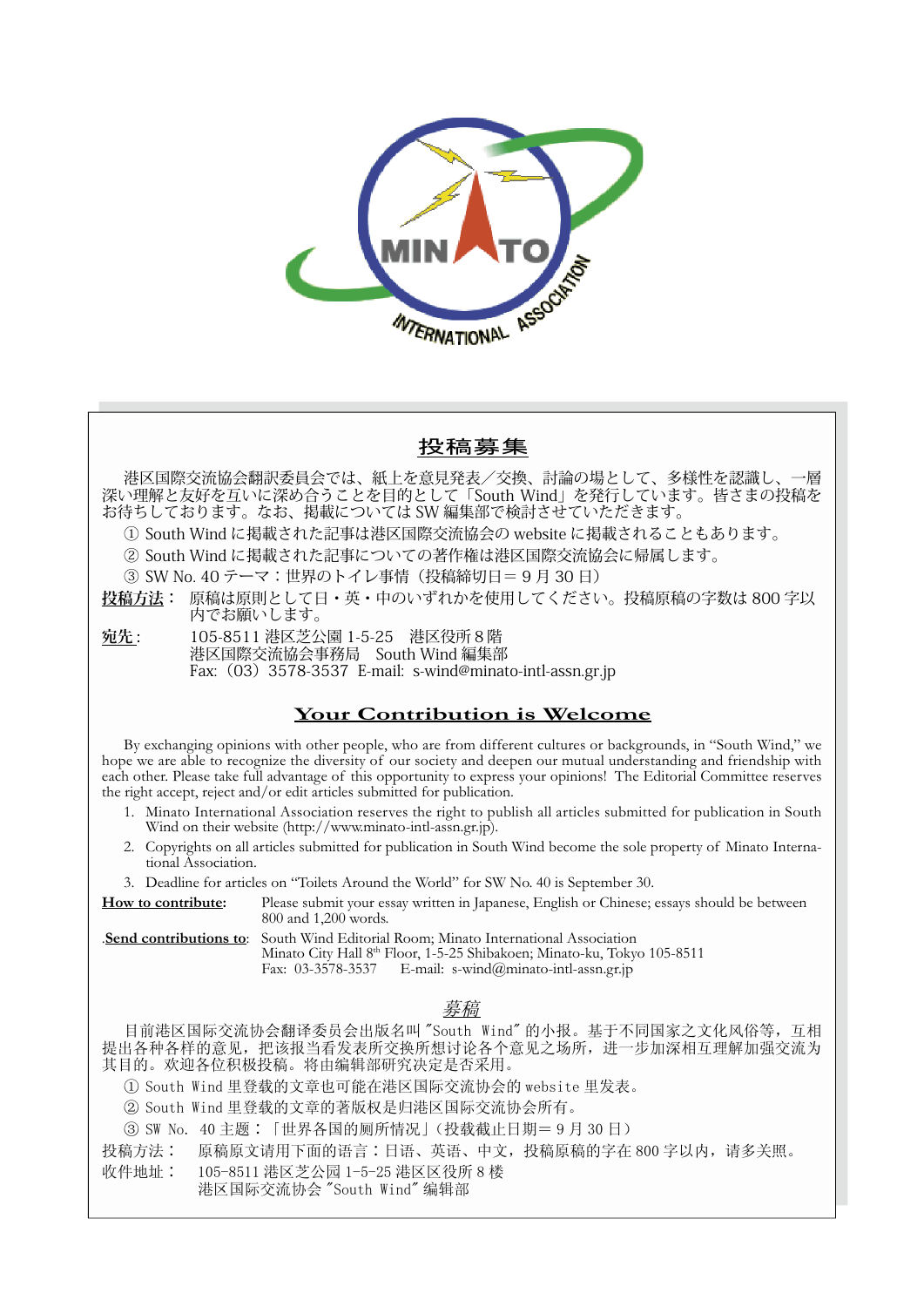MINATO INTERNATIONAL ASSOCIATION

## 投稿募集

港区国際交流協会翻訳委員会では、紙上を意見発表／交換、討論の場として、多様性を認識し、一層深い理解と友好を互いに深め合うことを目的として「South Wind」を発行しています。皆さまの投稿をお待ちしております。なお、掲載については SW 編集部で検討させていただきます。

① South Wind に掲載された記事は港区国際交流協会の website に掲載されることもあります。

② South Wind に掲載された記事についての著作権は港区国際交流協会に帰属します。

③ SW No. 40 テーマ：世界のトイレ事情（投稿締切日＝ 9 月 30 日）

**投稿方法**： 原稿は原則として日・英・中のいずれかを使用してください。投稿原稿の字数は 800 字以内でお願いします。

**宛先**： 105-8511 港区芝公園 1-5-25　港区役所 8 階
港区国際交流協会事務局　South Wind 編集部
Fax:（03）3578-3537 E-mail: s-wind@minato-intl-assn.gr.jp

## Your Contribution is Welcome

By exchanging opinions with other people, who are from different cultures or backgrounds, in "South Wind," we hope we are able to recognize the diversity of our society and deepen our mutual understanding and friendship with each other. Please take full advantage of this opportunity to express your opinions! The Editorial Committee reserves the right accept, reject and/or edit articles submitted for publication.

1. Minato International Association reserves the right to publish all articles submitted for publication in South Wind on their website (http://www.minato-intl-assn.gr.jp).
2. Copyrights on all articles submitted for publication in South Wind become the sole property of Minato International Association.
3. Deadline for articles on "Toilets Around the World" for SW No. 40 is September 30.

**How to contribute:** Please submit your essay written in Japanese, English or Chinese; essays should be between 800 and 1,200 words.

**Send contributions to:** South Wind Editorial Room; Minato International Association
Minato City Hall 8th Floor, 1-5-25 Shibakoen; Minato-ku, Tokyo 105-8511
Fax: 03-3578-3537　E-mail: s-wind@minato-intl-assn.gr.jp

## *募稿*

目前港区国际交流协会翻译委员会出版名叫 "South Wind" 的小报。基于不同国家之文化风俗等，互相提出各种各样的意见，把该报当看发表所交换所想讨论各个意见之场所，进一步加深相互理解加强交流为其目的。欢迎各位积极投稿。将由编辑部研究决定是否采用。

① South Wind 里登载的文章也可能在港区国际交流协会的 website 里发表。

② South Wind 里登载的文章的著版权是归港区国际交流协会所有。

③ SW No. 40 主题：「世界各国的厕所情况」（投载截止日期＝ 9 月 30 日）

投稿方法： 原稿原文请用下面的语言：日语、英语、中文，投稿原稿的字在 800 字以内，请多关照。

收件地址： 105-8511 港区芝公园 1-5-25 港区区役所 8 楼
港区国际交流协会 "South Wind" 编辑部